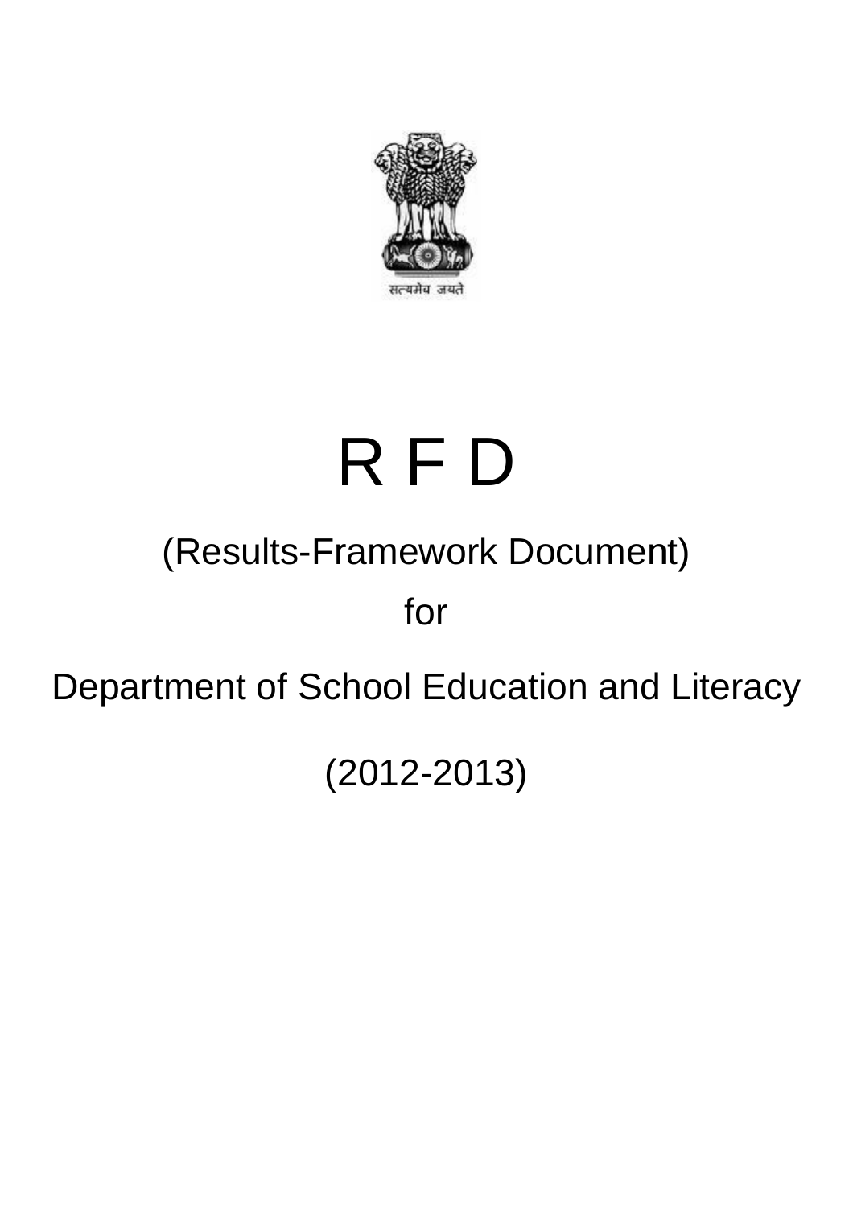सत्यमेव जयते

# R F D

## (Results-Framework Document)

for

## Department of School Education and Literacy

(2012-2013)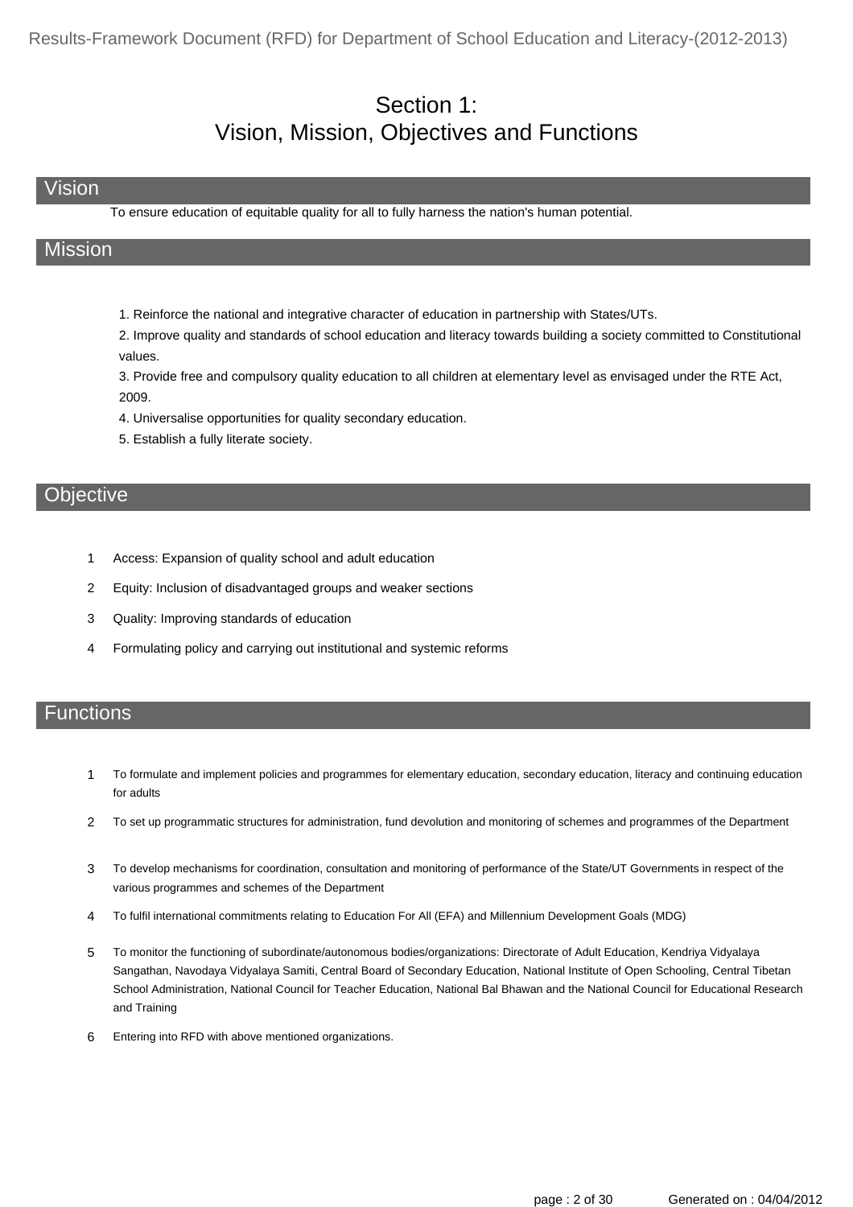# Section 1:
# Vision, Mission, Objectives and Functions

## Vision

To ensure education of equitable quality for all to fully harness the nation's human potential.

## Mission

1. Reinforce the national and integrative character of education in partnership with States/UTs.
2. Improve quality and standards of school education and literacy towards building a society committed to Constitutional values.
3. Provide free and compulsory quality education to all children at elementary level as envisaged under the RTE Act, 2009.
4. Universalise opportunities for quality secondary education.
5. Establish a fully literate society.

## Objective

1. Access: Expansion of quality school and adult education
2. Equity: Inclusion of disadvantaged groups and weaker sections
3. Quality: Improving standards of education
4. Formulating policy and carrying out institutional and systemic reforms

## Functions

1. To formulate and implement policies and programmes for elementary education, secondary education, literacy and continuing education for adults
2. To set up programmatic structures for administration, fund devolution and monitoring of schemes and programmes of the Department
3. To develop mechanisms for coordination, consultation and monitoring of performance of the State/UT Governments in respect of the various programmes and schemes of the Department
4. To fulfil international commitments relating to Education For All (EFA) and Millennium Development Goals (MDG)
5. To monitor the functioning of subordinate/autonomous bodies/organizations: Directorate of Adult Education, Kendriya Vidyalaya Sangathan, Navodaya Vidyalaya Samiti, Central Board of Secondary Education, National Institute of Open Schooling, Central Tibetan School Administration, National Council for Teacher Education, National Bal Bhawan and the National Council for Educational Research and Training
6. Entering into RFD with above mentioned organizations.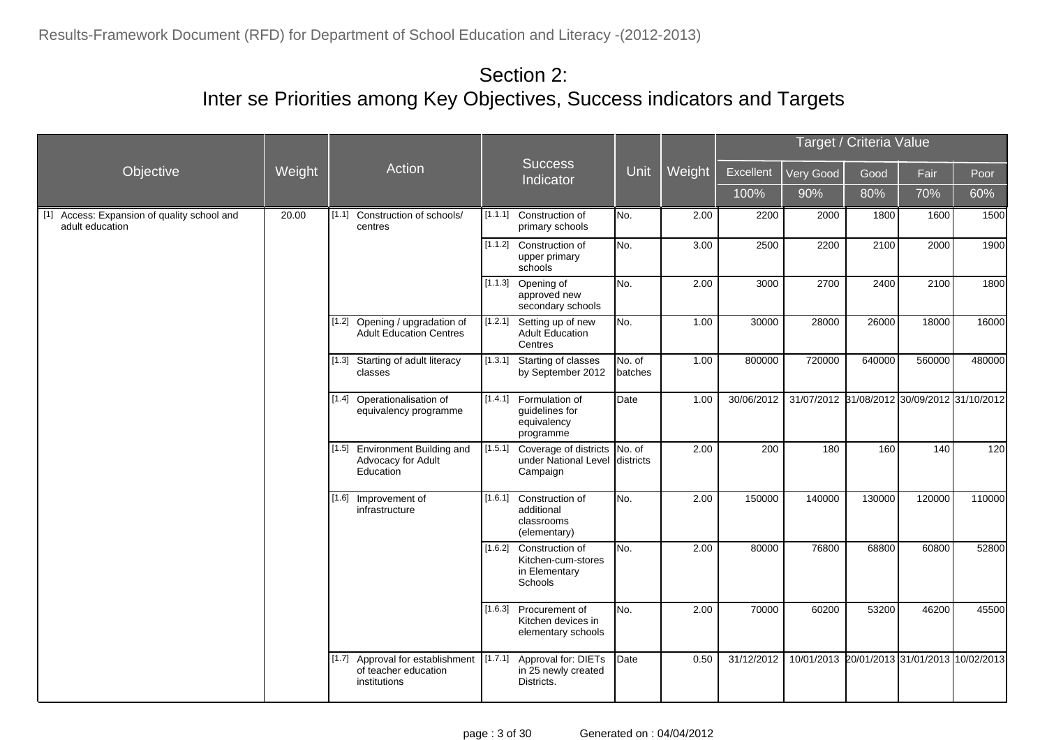# Section 2:
# Inter se Priorities among Key Objectives, Success indicators and Targets

| Objective | Weight | Action | Success Indicator | Unit | Weight | Target / Criteria Value | | | | |
|---|---|---|---|---|---|---|---|---|---|---|
| | | | | | | Excellent | Very Good | Good | Fair | Poor |
| | | | | | | 100% | 90% | 80% | 70% | 60% |
| [1] Access: Expansion of quality school and adult education | 20.00 | [1.1] Construction of schools/ centres | [1.1.1] Construction of primary schools | No. | 2.00 | 2200 | 2000 | 1800 | 1600 | 1500 |
| | | | [1.1.2] Construction of upper primary schools | No. | 3.00 | 2500 | 2200 | 2100 | 2000 | 1900 |
| | | | [1.1.3] Opening of approved new secondary schools | No. | 2.00 | 3000 | 2700 | 2400 | 2100 | 1800 |
| | | [1.2] Opening / upgradation of Adult Education Centres | [1.2.1] Setting up of new Adult Education Centres | No. | 1.00 | 30000 | 28000 | 26000 | 18000 | 16000 |
| | | [1.3] Starting of adult literacy classes | [1.3.1] Starting of classes by September 2012 | No. of batches | 1.00 | 800000 | 720000 | 640000 | 560000 | 480000 |
| | | [1.4] Operationalisation of equivalency programme | [1.4.1] Formulation of guidelines for equivalency programme | Date | 1.00 | 30/06/2012 | 31/07/2012 | 31/08/2012 | 30/09/2012 | 31/10/2012 |
| | | [1.5] Environment Building and Advocacy for Adult Education | [1.5.1] Coverage of districts under National Level Campaign | No. of districts | 2.00 | 200 | 180 | 160 | 140 | 120 |
| | | [1.6] Improvement of infrastructure | [1.6.1] Construction of additional classrooms (elementary) | No. | 2.00 | 150000 | 140000 | 130000 | 120000 | 110000 |
| | | | [1.6.2] Construction of Kitchen-cum-stores in Elementary Schools | No. | 2.00 | 80000 | 76800 | 68800 | 60800 | 52800 |
| | | | [1.6.3] Procurement of Kitchen devices in elementary schools | No. | 2.00 | 70000 | 60200 | 53200 | 46200 | 45500 |
| | | [1.7] Approval for establishment of teacher education institutions | [1.7.1] Approval for: DIETs in 25 newly created Districts. | Date | 0.50 | 31/12/2012 | 10/01/2013 | 20/01/2013 | 31/01/2013 | 10/02/2013 |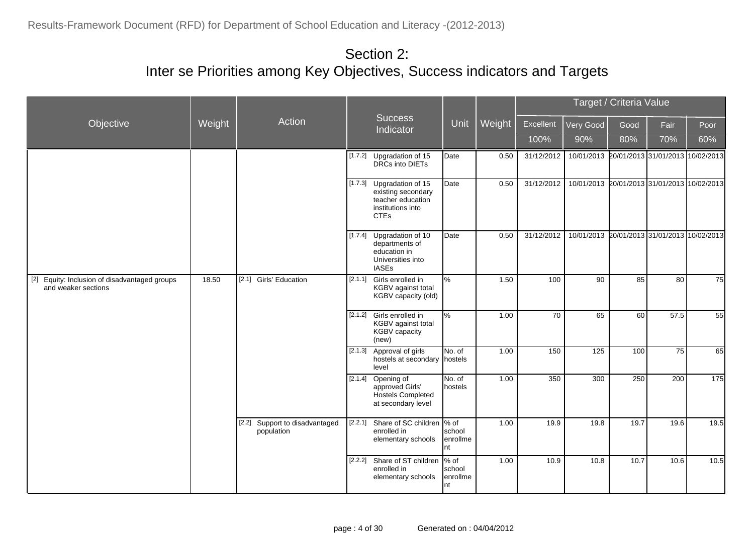# Section 2:
# Inter se Priorities among Key Objectives, Success indicators and Targets

| Objective | Weight | Action | Success Indicator | Unit | Weight | Target / Criteria Value | | | | |
|---|---|---|---|---|---|---|---|---|---|---|
| | | | | | | Excellent | Very Good | Good | Fair | Poor |
| | | | | | | 100% | 90% | 80% | 70% | 60% |
| | | | [1.7.2] Upgradation of 15 DRCs into DIETs | Date | 0.50 | 31/12/2012 | 10/01/2013 | 20/01/2013 | 31/01/2013 | 10/02/2013 |
| | | | [1.7.3] Upgradation of 15 existing secondary teacher education institutions into CTEs | Date | 0.50 | 31/12/2012 | 10/01/2013 | 20/01/2013 | 31/01/2013 | 10/02/2013 |
| | | | [1.7.4] Upgradation of 10 departments of education in Universities into IASEs | Date | 0.50 | 31/12/2012 | 10/01/2013 | 20/01/2013 | 31/01/2013 | 10/02/2013 |
| [2] Equity: Inclusion of disadvantaged groups and weaker sections | 18.50 | [2.1] Girls' Education | [2.1.1] Girls enrolled in KGBV against total KGBV capacity (old) | % | 1.50 | 100 | 90 | 85 | 80 | 75 |
| | | | [2.1.2] Girls enrolled in KGBV against total KGBV capacity (new) | % | 1.00 | 70 | 65 | 60 | 57.5 | 55 |
| | | | [2.1.3] Approval of girls hostels at secondary level | No. of hostels | 1.00 | 150 | 125 | 100 | 75 | 65 |
| | | | [2.1.4] Opening of approved Girls' Hostels Completed at secondary level | No. of hostels | 1.00 | 350 | 300 | 250 | 200 | 175 |
| | | [2.2] Support to disadvantaged population | [2.2.1] Share of SC children enrolled in elementary schools | % of school enrollment | 1.00 | 19.9 | 19.8 | 19.7 | 19.6 | 19.5 |
| | | | [2.2.2] Share of ST children enrolled in elementary schools | % of school enrollment | 1.00 | 10.9 | 10.8 | 10.7 | 10.6 | 10.5 |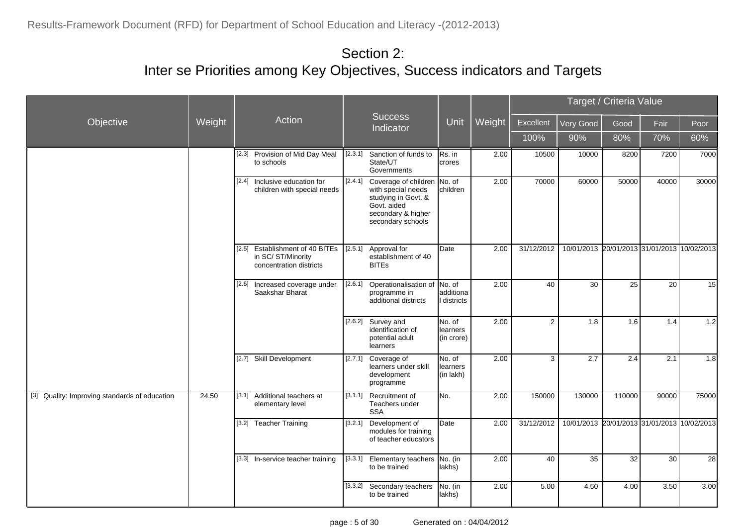# Section 2:
## Inter se Priorities among Key Objectives, Success indicators and Targets

| Objective | Weight | Action | Success Indicator | Unit | Weight | Target / Criteria Value | | | | |
|---|---|---|---|---|---|---|---|---|---|---|
| | | | | | | Excellent | Very Good | Good | Fair | Poor |
| | | | | | | 100% | 90% | 80% | 70% | 60% |
| | | [2.3] Provision of Mid Day Meal to schools | [2.3.1] Sanction of funds to State/UT Governments | Rs. in crores | 2.00 | 10500 | 10000 | 8200 | 7200 | 7000 |
| | | [2.4] Inclusive education for children with special needs | [2.4.1] Coverage of children with special needs studying in Govt. & Govt. aided secondary & higher secondary schools | No. of children | 2.00 | 70000 | 60000 | 50000 | 40000 | 30000 |
| | | [2.5] Establishment of 40 BITEs in SC/ ST/Minority concentration districts | [2.5.1] Approval for establishment of 40 BITEs | Date | 2.00 | 31/12/2012 | 10/01/2013 | 20/01/2013 | 31/01/2013 | 10/02/2013 |
| | | [2.6] Increased coverage under Saakshar Bharat | [2.6.1] Operationalisation of programme in additional districts | No. of additional districts | 2.00 | 40 | 30 | 25 | 20 | 15 |
| | | | [2.6.2] Survey and identification of potential adult learners | No. of learners (in crore) | 2.00 | 2 | 1.8 | 1.6 | 1.4 | 1.2 |
| | | [2.7] Skill Development | [2.7.1] Coverage of learners under skill development programme | No. of learners (in lakh) | 2.00 | 3 | 2.7 | 2.4 | 2.1 | 1.8 |
| [3] Quality: Improving standards of education | 24.50 | [3.1] Additional teachers at elementary level | [3.1.1] Recruitment of Teachers under SSA | No. | 2.00 | 150000 | 130000 | 110000 | 90000 | 75000 |
| | | [3.2] Teacher Training | [3.2.1] Development of modules for training of teacher educators | Date | 2.00 | 31/12/2012 | 10/01/2013 | 20/01/2013 | 31/01/2013 | 10/02/2013 |
| | | [3.3] In-service teacher training | [3.3.1] Elementary teachers to be trained | No. (in lakhs) | 2.00 | 40 | 35 | 32 | 30 | 28 |
| | | | [3.3.2] Secondary teachers to be trained | No. (in lakhs) | 2.00 | 5.00 | 4.50 | 4.00 | 3.50 | 3.00 |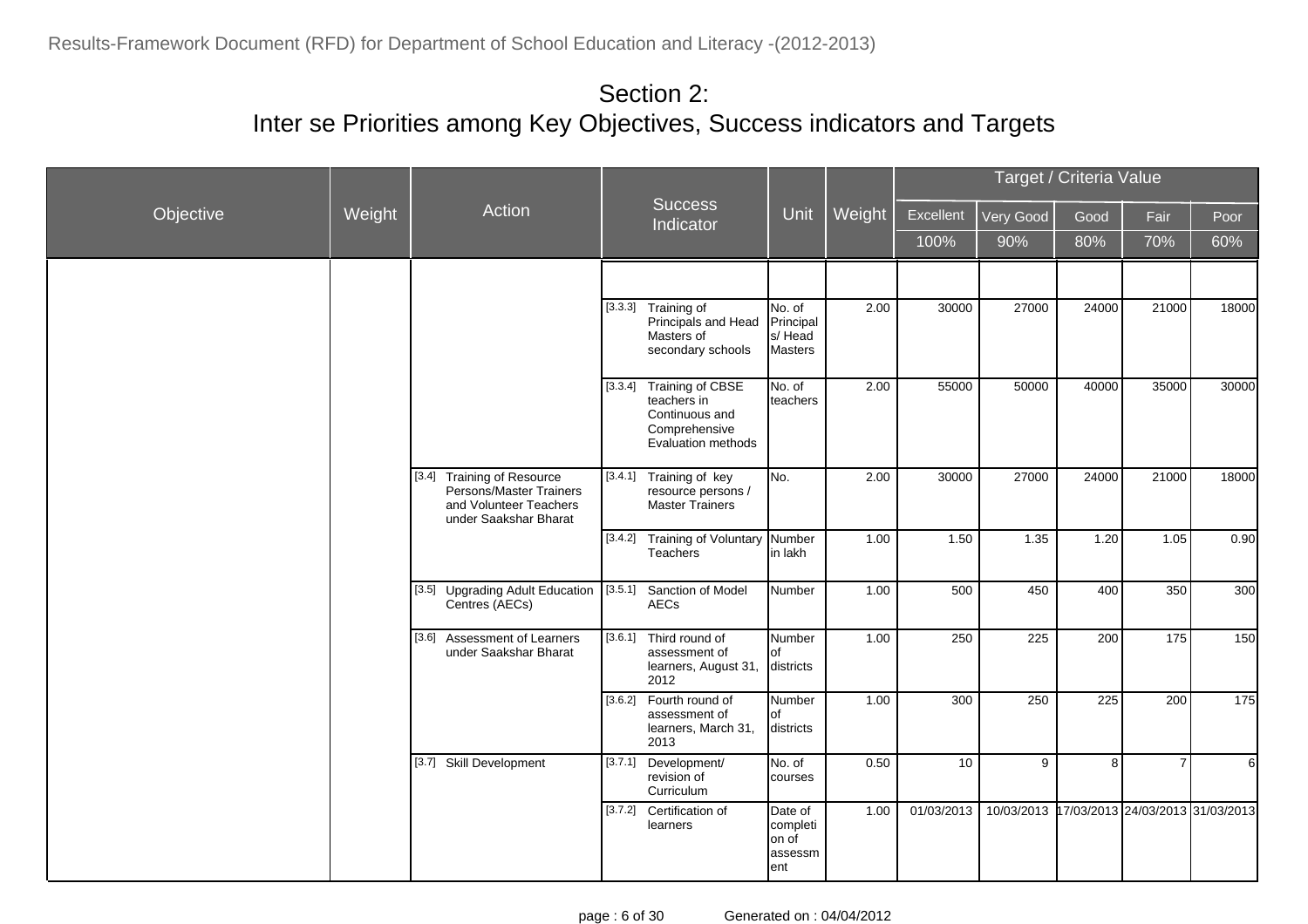## Section 2:
## Inter se Priorities among Key Objectives, Success indicators and Targets

| Objective | Weight | Action | Success Indicator | Unit | Weight | Excellent 100% | Very Good 90% | Good 80% | Fair 70% | Poor 60% |
|---|---|---|---|---|---|---|---|---|---|---|
| | | | | | | | | | | |
| | | | [3.3.3] Training of Principals and Head Masters of secondary schools | No. of Principals/ Head Masters | 2.00 | 30000 | 27000 | 24000 | 21000 | 18000 |
| | | | [3.3.4] Training of CBSE teachers in Continuous and Comprehensive Evaluation methods | No. of teachers | 2.00 | 55000 | 50000 | 40000 | 35000 | 30000 |
| | | [3.4] Training of Resource Persons/Master Trainers and Volunteer Teachers under Saakshar Bharat | [3.4.1] Training of key resource persons / Master Trainers | No. | 2.00 | 30000 | 27000 | 24000 | 21000 | 18000 |
| | | | [3.4.2] Training of Voluntary Teachers | Number in lakh | 1.00 | 1.50 | 1.35 | 1.20 | 1.05 | 0.90 |
| | | [3.5] Upgrading Adult Education Centres (AECs) | [3.5.1] Sanction of Model AECs | Number | 1.00 | 500 | 450 | 400 | 350 | 300 |
| | | [3.6] Assessment of Learners under Saakshar Bharat | [3.6.1] Third round of assessment of learners, August 31, 2012 | Number of districts | 1.00 | 250 | 225 | 200 | 175 | 150 |
| | | | [3.6.2] Fourth round of assessment of learners, March 31, 2013 | Number of districts | 1.00 | 300 | 250 | 225 | 200 | 175 |
| | | [3.7] Skill Development | [3.7.1] Development/ revision of Curriculum | No. of courses | 0.50 | 10 | 9 | 8 | 7 | 6 |
| | | | [3.7.2] Certification of learners | Date of completion of assessment | 1.00 | 01/03/2013 | 10/03/2013 | 17/03/2013 | 24/03/2013 | 31/03/2013 |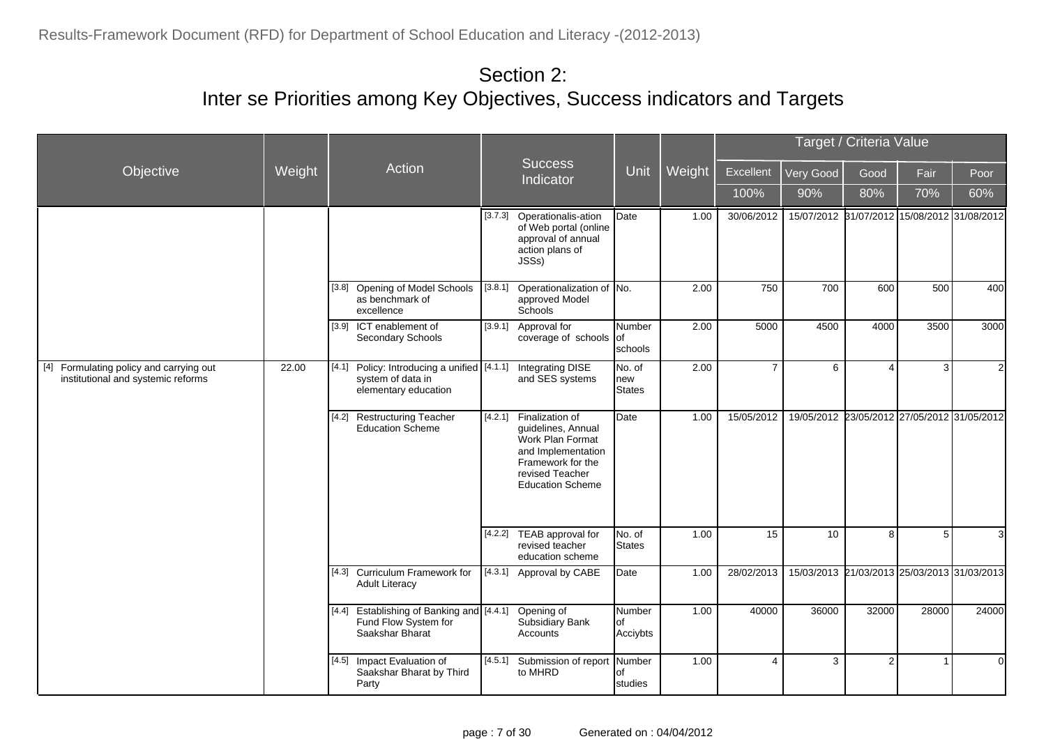## Section 2:
## Inter se Priorities among Key Objectives, Success indicators and Targets

| Objective | Weight | Action | Success Indicator | Unit | Weight | Target / Criteria Value | | | | |
|---|---|---|---|---|---|---|---|---|---|---|
| | | | | | | Excellent | Very Good | Good | Fair | Poor |
| | | | | | | 100% | 90% | 80% | 70% | 60% |
| | | | [3.7.3] Operationalis-ation of Web portal (online approval of annual action plans of JSSs) | Date | 1.00 | 30/06/2012 | 15/07/2012 | 31/07/2012 | 15/08/2012 | 31/08/2012 |
| | | [3.8] Opening of Model Schools as benchmark of excellence | [3.8.1] Operationalization of approved Model Schools | No. | 2.00 | 750 | 700 | 600 | 500 | 400 |
| | | [3.9] ICT enablement of Secondary Schools | [3.9.1] Approval for coverage of schools | Number of schools | 2.00 | 5000 | 4500 | 4000 | 3500 | 3000 |
| [4] Formulating policy and carrying out institutional and systemic reforms | 22.00 | [4.1] Policy: Introducing a unified system of data in elementary education | [4.1.1] Integrating DISE and SES systems | No. of new States | 2.00 | 7 | 6 | 4 | 3 | 2 |
| | | [4.2] Restructuring Teacher Education Scheme | [4.2.1] Finalization of guidelines, Annual Work Plan Format and Implementation Framework for the revised Teacher Education Scheme | Date | 1.00 | 15/05/2012 | 19/05/2012 | 23/05/2012 | 27/05/2012 | 31/05/2012 |
| | | | [4.2.2] TEAB approval for revised teacher education scheme | No. of States | 1.00 | 15 | 10 | 8 | 5 | 3 |
| | | [4.3] Curriculum Framework for Adult Literacy | [4.3.1] Approval by CABE | Date | 1.00 | 28/02/2013 | 15/03/2013 | 21/03/2013 | 25/03/2013 | 31/03/2013 |
| | | [4.4] Establishing of Banking and Fund Flow System for Saakshar Bharat | [4.4.1] Opening of Subsidiary Bank Accounts | Number of Acciybts | 1.00 | 40000 | 36000 | 32000 | 28000 | 24000 |
| | | [4.5] Impact Evaluation of Saakshar Bharat by Third Party | [4.5.1] Submission of report to MHRD | Number of studies | 1.00 | 4 | 3 | 2 | 1 | 0 |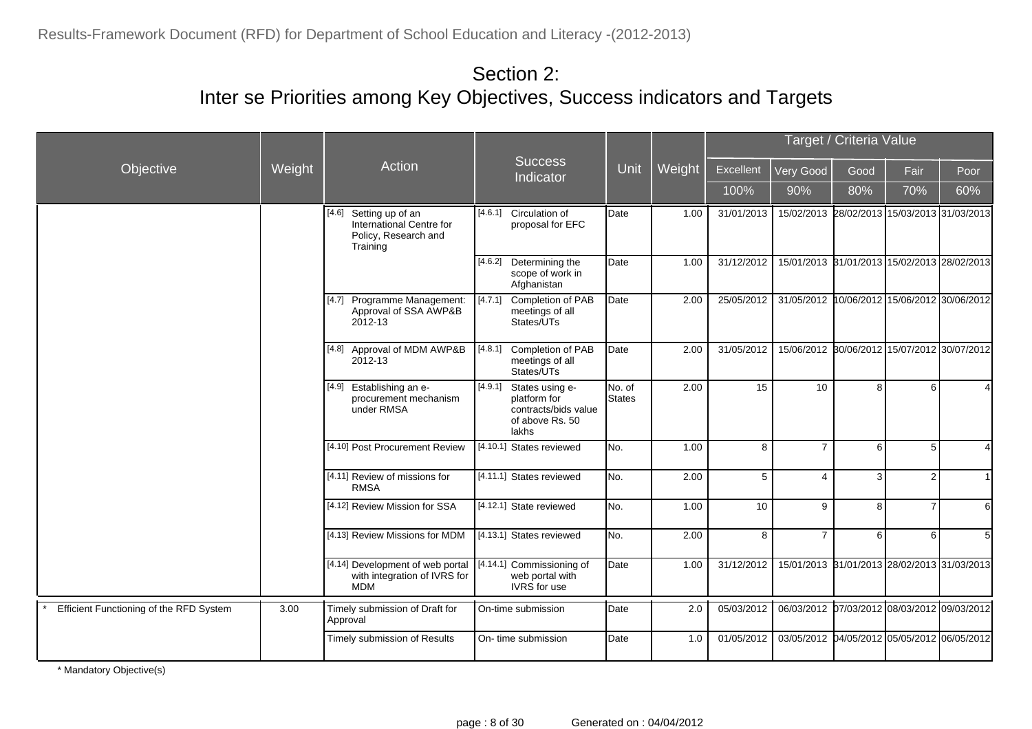# Section 2:
## Inter se Priorities among Key Objectives, Success indicators and Targets

| Objective | Weight | Action | Success Indicator | Unit | Weight | Target / Criteria Value | | | | |
|---|---|---|---|---|---|---|---|---|---|---|
| | | | | | | Excellent | Very Good | Good | Fair | Poor |
| | | | | | | 100% | 90% | 80% | 70% | 60% |
| | | [4.6] Setting up of an International Centre for Policy, Research and Training | [4.6.1] Circulation of proposal for EFC | Date | 1.00 | 31/01/2013 | 15/02/2013 | 28/02/2013 | 15/03/2013 | 31/03/2013 |
| | | | [4.6.2] Determining the scope of work in Afghanistan | Date | 1.00 | 31/12/2012 | 15/01/2013 | 31/01/2013 | 15/02/2013 | 28/02/2013 |
| | | [4.7] Programme Management: Approval of SSA AWP&B 2012-13 | [4.7.1] Completion of PAB meetings of all States/UTs | Date | 2.00 | 25/05/2012 | 31/05/2012 | 10/06/2012 | 15/06/2012 | 30/06/2012 |
| | | [4.8] Approval of MDM AWP&B 2012-13 | [4.8.1] Completion of PAB meetings of all States/UTs | Date | 2.00 | 31/05/2012 | 15/06/2012 | 30/06/2012 | 15/07/2012 | 30/07/2012 |
| | | [4.9] Establishing an e-procurement mechanism under RMSA | [4.9.1] States using e-platform for contracts/bids value of above Rs. 50 lakhs | No. of States | 2.00 | 15 | 10 | 8 | 6 | 4 |
| | | [4.10] Post Procurement Review | [4.10.1] States reviewed | No. | 1.00 | 8 | 7 | 6 | 5 | 4 |
| | | [4.11] Review of missions for RMSA | [4.11.1] States reviewed | No. | 2.00 | 5 | 4 | 3 | 2 | 1 |
| | | [4.12] Review Mission for SSA | [4.12.1] State reviewed | No. | 1.00 | 10 | 9 | 8 | 7 | 6 |
| | | [4.13] Review Missions for MDM | [4.13.1] States reviewed | No. | 2.00 | 8 | 7 | 6 | 6 | 5 |
| | | [4.14] Development of web portal with integration of IVRS for MDM | [4.14.1] Commissioning of web portal with IVRS for use | Date | 1.00 | 31/12/2012 | 15/01/2013 | 31/01/2013 | 28/02/2013 | 31/03/2013 |
| * Efficient Functioning of the RFD System | 3.00 | Timely submission of Draft for Approval | On-time submission | Date | 2.0 | 05/03/2012 | 06/03/2012 | 07/03/2012 | 08/03/2012 | 09/03/2012 |
| | | Timely submission of Results | On- time submission | Date | 1.0 | 01/05/2012 | 03/05/2012 | 04/05/2012 | 05/05/2012 | 06/05/2012 |

\* Mandatory Objective(s)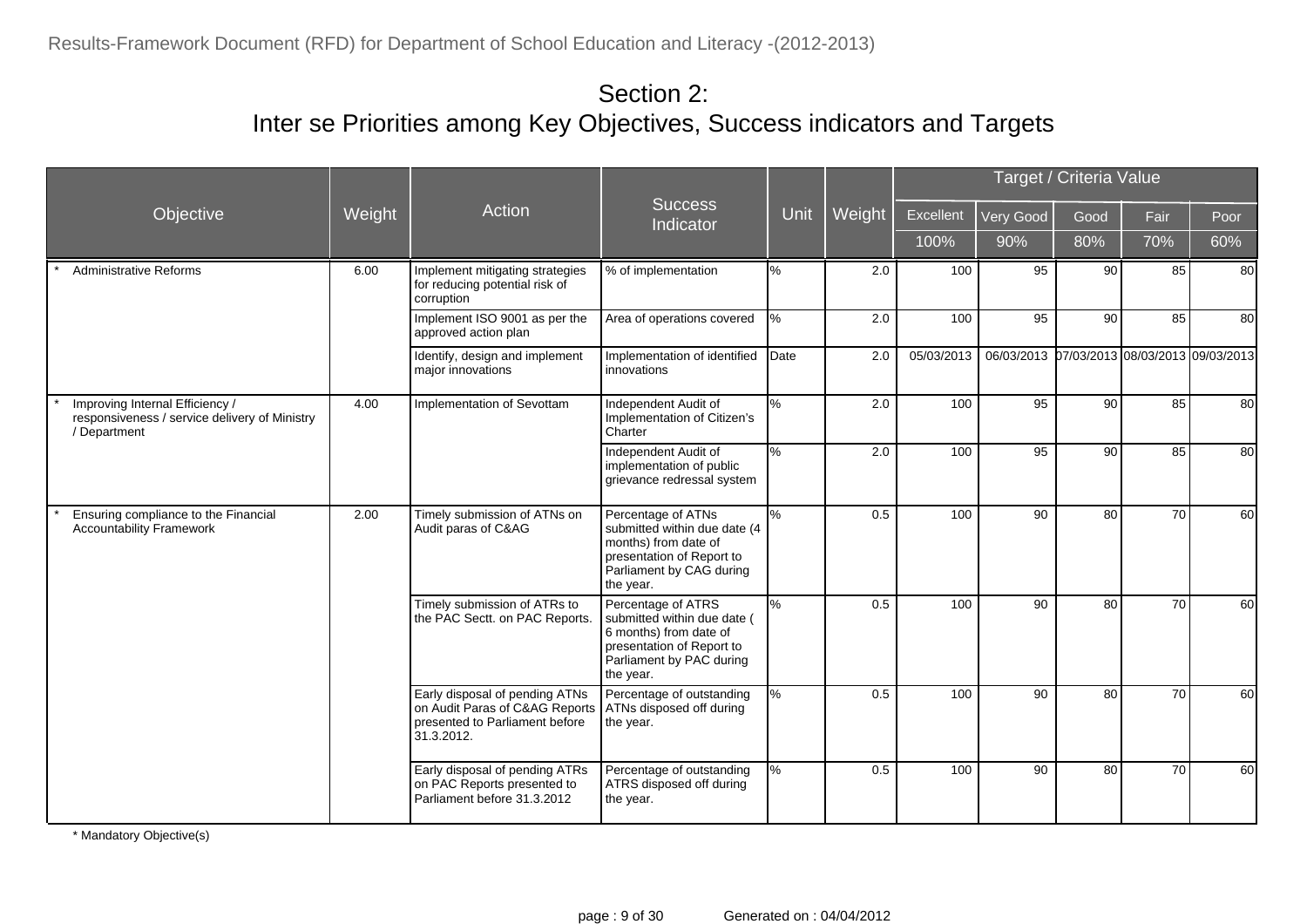# Section 2:
# Inter se Priorities among Key Objectives, Success indicators and Targets

| Objective | Weight | Action | Success Indicator | Unit | Weight | Target / Criteria Value | | | | |
|---|---|---|---|---|---|---|---|---|---|---|
| | | | | | | Excellent | Very Good | Good | Fair | Poor |
| | | | | | | 100% | 90% | 80% | 70% | 60% |
| * Administrative Reforms | 6.00 | Implement mitigating strategies for reducing potential risk of corruption | % of implementation | % | 2.0 | 100 | 95 | 90 | 85 | 80 |
| | | Implement ISO 9001 as per the approved action plan | Area of operations covered | % | 2.0 | 100 | 95 | 90 | 85 | 80 |
| | | Identify, design and implement major innovations | Implementation of identified innovations | Date | 2.0 | 05/03/2013 | 06/03/2013 | 07/03/2013 | 08/03/2013 | 09/03/2013 |
| * Improving Internal Efficiency / responsiveness / service delivery of Ministry / Department | 4.00 | Implementation of Sevottam | Independent Audit of Implementation of Citizen's Charter | % | 2.0 | 100 | 95 | 90 | 85 | 80 |
| | | | Independent Audit of implementation of public grievance redressal system | % | 2.0 | 100 | 95 | 90 | 85 | 80 |
| * Ensuring compliance to the Financial Accountability Framework | 2.00 | Timely submission of ATNs on Audit paras of C&AG | Percentage of ATNs submitted within due date (4 months) from date of presentation of Report to Parliament by CAG during the year. | % | 0.5 | 100 | 90 | 80 | 70 | 60 |
| | | Timely submission of ATRs to the PAC Sectt. on PAC Reports. | Percentage of ATRS submitted within due date ( 6 months) from date of presentation of Report to Parliament by PAC during the year. | % | 0.5 | 100 | 90 | 80 | 70 | 60 |
| | | Early disposal of pending ATNs on Audit Paras of C&AG Reports presented to Parliament before 31.3.2012. | Percentage of outstanding ATNs disposed off during the year. | % | 0.5 | 100 | 90 | 80 | 70 | 60 |
| | | Early disposal of pending ATRs on PAC Reports presented to Parliament before 31.3.2012 | Percentage of outstanding ATRS disposed off during the year. | % | 0.5 | 100 | 90 | 80 | 70 | 60 |

\* Mandatory Objective(s)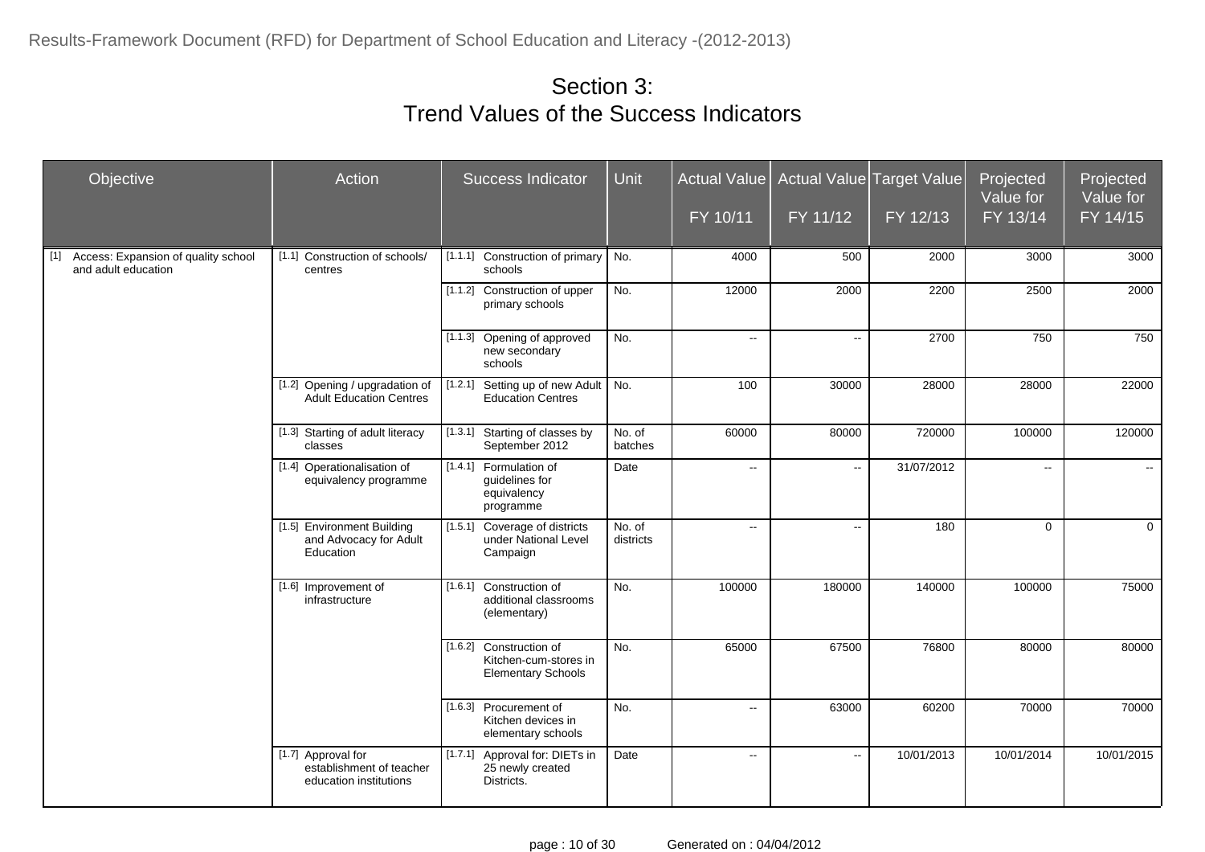## Section 3:
## Trend Values of the Success Indicators

| Objective | Action | Success Indicator | Unit | Actual Value FY 10/11 | Actual Value FY 11/12 | Target Value FY 12/13 | Projected Value for FY 13/14 | Projected Value for FY 14/15 |
|---|---|---|---|---|---|---|---|---|
| [1] Access: Expansion of quality school and adult education | [1.1] Construction of schools/ centres | [1.1.1] Construction of primary schools | No. | 4000 | 500 | 2000 | 3000 | 3000 |
| | | [1.1.2] Construction of upper primary schools | No. | 12000 | 2000 | 2200 | 2500 | 2000 |
| | | [1.1.3] Opening of approved new secondary schools | No. | -- | -- | 2700 | 750 | 750 |
| | [1.2] Opening / upgradation of Adult Education Centres | [1.2.1] Setting up of new Adult Education Centres | No. | 100 | 30000 | 28000 | 28000 | 22000 |
| | [1.3] Starting of adult literacy classes | [1.3.1] Starting of classes by September 2012 | No. of batches | 60000 | 80000 | 720000 | 100000 | 120000 |
| | [1.4] Operationalisation of equivalency programme | [1.4.1] Formulation of guidelines for equivalency programme | Date | -- | -- | 31/07/2012 | -- | -- |
| | [1.5] Environment Building and Advocacy for Adult Education | [1.5.1] Coverage of districts under National Level Campaign | No. of districts | -- | -- | 180 | 0 | 0 |
| | [1.6] Improvement of infrastructure | [1.6.1] Construction of additional classrooms (elementary) | No. | 100000 | 180000 | 140000 | 100000 | 75000 |
| | | [1.6.2] Construction of Kitchen-cum-stores in Elementary Schools | No. | 65000 | 67500 | 76800 | 80000 | 80000 |
| | | [1.6.3] Procurement of Kitchen devices in elementary schools | No. | -- | 63000 | 60200 | 70000 | 70000 |
| | [1.7] Approval for establishment of teacher education institutions | [1.7.1] Approval for: DIETs in 25 newly created Districts. | Date | -- | -- | 10/01/2013 | 10/01/2014 | 10/01/2015 |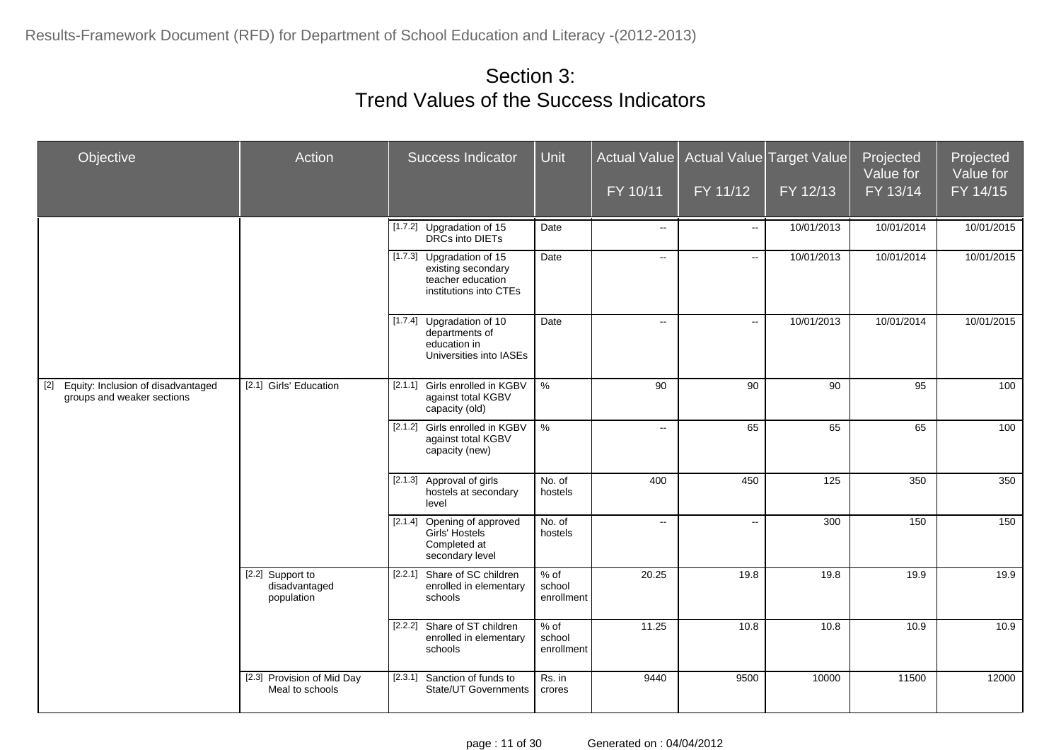# Section 3:
# Trend Values of the Success Indicators

| Objective | Action | Success Indicator | Unit | Actual Value FY 10/11 | Actual Value FY 11/12 | Target Value FY 12/13 | Projected Value for FY 13/14 | Projected Value for FY 14/15 |
|---|---|---|---|---|---|---|---|---|
| | | [1.7.2] Upgradation of 15 DRCs into DIETs | Date | -- | -- | 10/01/2013 | 10/01/2014 | 10/01/2015 |
| | | [1.7.3] Upgradation of 15 existing secondary teacher education institutions into CTEs | Date | -- | -- | 10/01/2013 | 10/01/2014 | 10/01/2015 |
| | | [1.7.4] Upgradation of 10 departments of education in Universities into IASEs | Date | -- | -- | 10/01/2013 | 10/01/2014 | 10/01/2015 |
| [2] Equity: Inclusion of disadvantaged groups and weaker sections | [2.1] Girls' Education | [2.1.1] Girls enrolled in KGBV against total KGBV capacity (old) | % | 90 | 90 | 90 | 95 | 100 |
| | | [2.1.2] Girls enrolled in KGBV against total KGBV capacity (new) | % | -- | 65 | 65 | 65 | 100 |
| | | [2.1.3] Approval of girls hostels at secondary level | No. of hostels | 400 | 450 | 125 | 350 | 350 |
| | | [2.1.4] Opening of approved Girls' Hostels Completed at secondary level | No. of hostels | -- | -- | 300 | 150 | 150 |
| | [2.2] Support to disadvantaged population | [2.2.1] Share of SC children enrolled in elementary schools | % of school enrollment | 20.25 | 19.8 | 19.8 | 19.9 | 19.9 |
| | | [2.2.2] Share of ST children enrolled in elementary schools | % of school enrollment | 11.25 | 10.8 | 10.8 | 10.9 | 10.9 |
| | [2.3] Provision of Mid Day Meal to schools | [2.3.1] Sanction of funds to State/UT Governments | Rs. in crores | 9440 | 9500 | 10000 | 11500 | 12000 |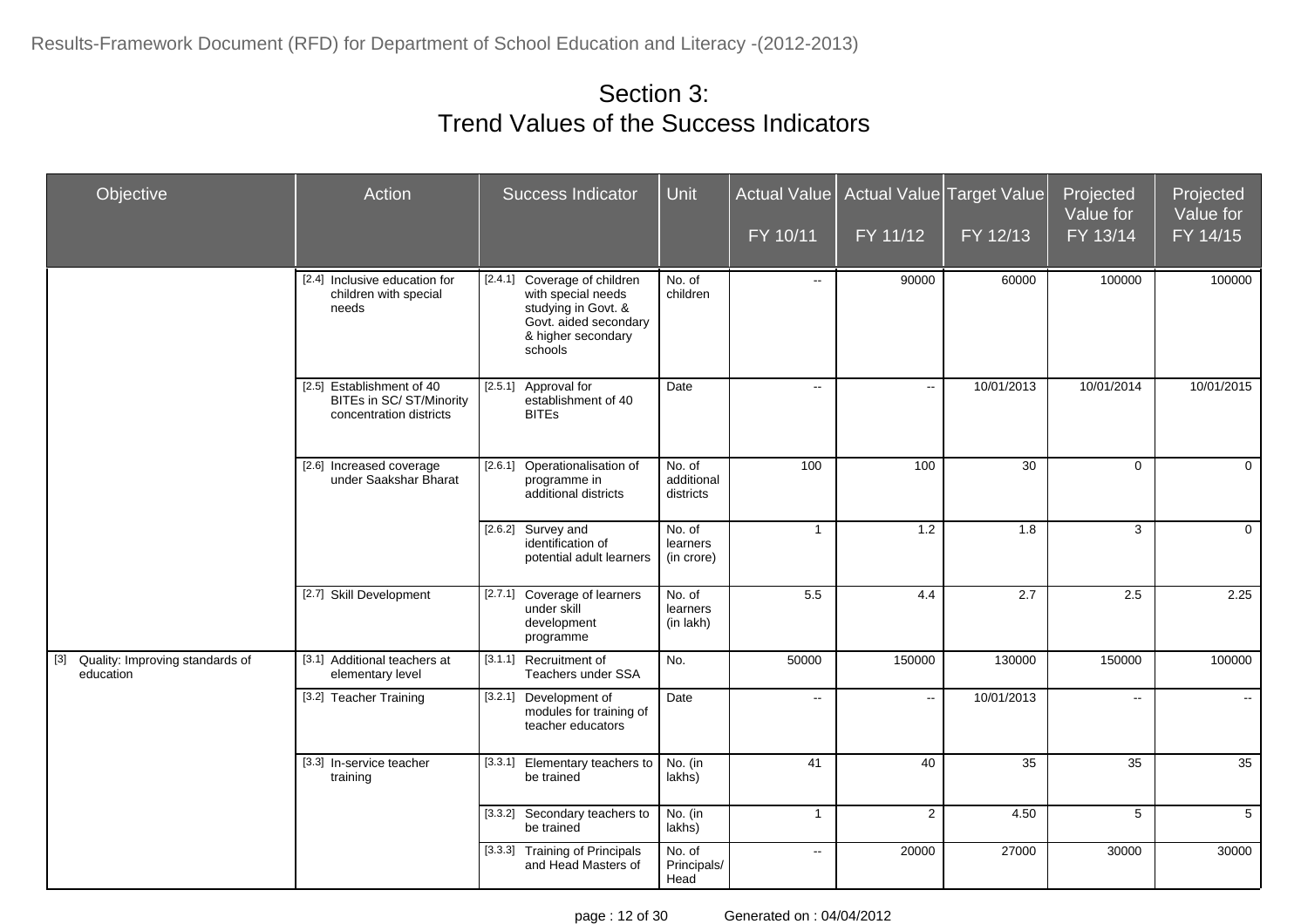# Section 3: Trend Values of the Success Indicators

| Objective | Action | Success Indicator | Unit | Actual Value FY 10/11 | Actual Value FY 11/12 | Target Value FY 12/13 | Projected Value for FY 13/14 | Projected Value for FY 14/15 |
|---|---|---|---|---|---|---|---|---|
| | [2.4] Inclusive education for children with special needs | [2.4.1] Coverage of children with special needs studying in Govt. & Govt. aided secondary & higher secondary schools | No. of children | -- | 90000 | 60000 | 100000 | 100000 |
| | [2.5] Establishment of 40 BITEs in SC/ ST/Minority concentration districts | [2.5.1] Approval for establishment of 40 BITEs | Date | -- | -- | 10/01/2013 | 10/01/2014 | 10/01/2015 |
| | [2.6] Increased coverage under Saakshar Bharat | [2.6.1] Operationalisation of programme in additional districts | No. of additional districts | 100 | 100 | 30 | 0 | 0 |
| | | [2.6.2] Survey and identification of potential adult learners | No. of learners (in crore) | 1 | 1.2 | 1.8 | 3 | 0 |
| | [2.7] Skill Development | [2.7.1] Coverage of learners under skill development programme | No. of learners (in lakh) | 5.5 | 4.4 | 2.7 | 2.5 | 2.25 |
| [3] Quality: Improving standards of education | [3.1] Additional teachers at elementary level | [3.1.1] Recruitment of Teachers under SSA | No. | 50000 | 150000 | 130000 | 150000 | 100000 |
| | [3.2] Teacher Training | [3.2.1] Development of modules for training of teacher educators | Date | -- | -- | 10/01/2013 | -- | -- |
| | [3.3] In-service teacher training | [3.3.1] Elementary teachers to be trained | No. (in lakhs) | 41 | 40 | 35 | 35 | 35 |
| | | [3.3.2] Secondary teachers to be trained | No. (in lakhs) | 1 | 2 | 4.50 | 5 | 5 |
| | | [3.3.3] Training of Principals and Head Masters of | No. of Principals/ Head | -- | 20000 | 27000 | 30000 | 30000 |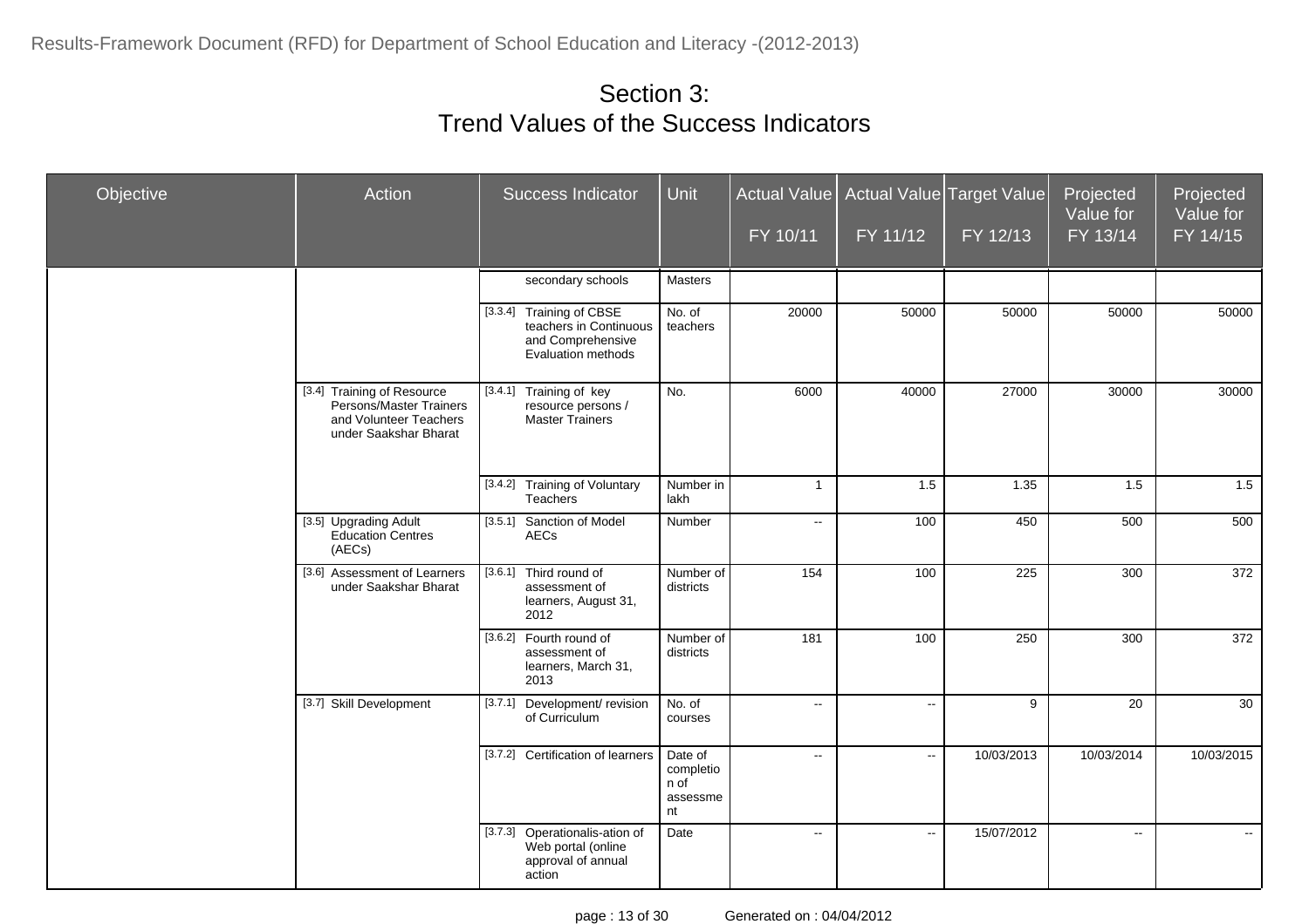## Section 3:
## Trend Values of the Success Indicators

| Objective | Action | Success Indicator | Unit | Actual Value FY 10/11 | Actual Value FY 11/12 | Target Value FY 12/13 | Projected Value for FY 13/14 | Projected Value for FY 14/15 |
|---|---|---|---|---|---|---|---|---|
| | | secondary schools | Masters | | | | | |
| | | [3.3.4] Training of CBSE teachers in Continuous and Comprehensive Evaluation methods | No. of teachers | 20000 | 50000 | 50000 | 50000 | 50000 |
| | [3.4] Training of Resource Persons/Master Trainers and Volunteer Teachers under Saakshar Bharat | [3.4.1] Training of key resource persons / Master Trainers | No. | 6000 | 40000 | 27000 | 30000 | 30000 |
| | | [3.4.2] Training of Voluntary Teachers | Number in lakh | 1 | 1.5 | 1.35 | 1.5 | 1.5 |
| | [3.5] Upgrading Adult Education Centres (AECs) | [3.5.1] Sanction of Model AECs | Number | -- | 100 | 450 | 500 | 500 |
| | [3.6] Assessment of Learners under Saakshar Bharat | [3.6.1] Third round of assessment of learners, August 31, 2012 | Number of districts | 154 | 100 | 225 | 300 | 372 |
| | | [3.6.2] Fourth round of assessment of learners, March 31, 2013 | Number of districts | 181 | 100 | 250 | 300 | 372 |
| | [3.7] Skill Development | [3.7.1] Development/ revision of Curriculum | No. of courses | -- | -- | 9 | 20 | 30 |
| | | [3.7.2] Certification of learners | Date of completion of assessment | -- | -- | 10/03/2013 | 10/03/2014 | 10/03/2015 |
| | | [3.7.3] Operationalis-ation of Web portal (online approval of annual action | Date | -- | -- | 15/07/2012 | -- | -- |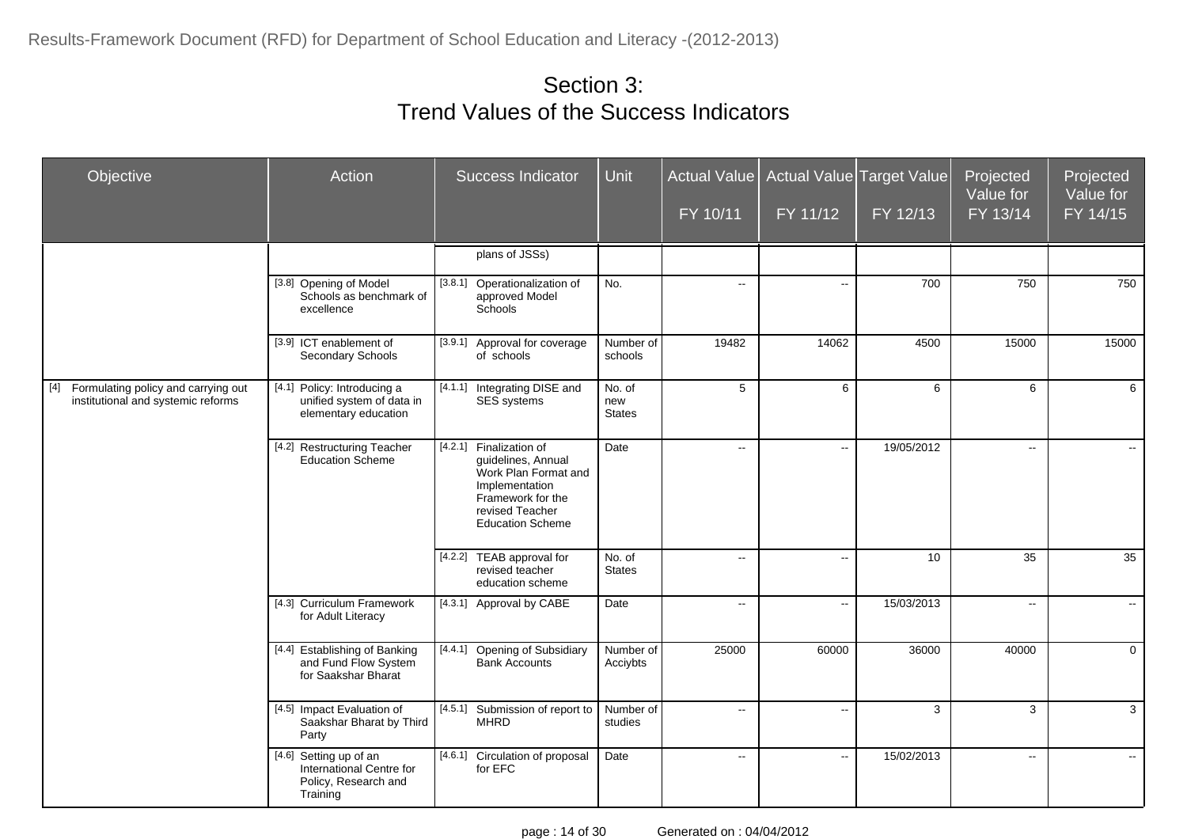# Section 3:
# Trend Values of the Success Indicators

| Objective | Action | Success Indicator | Unit | Actual Value FY 10/11 | Actual Value FY 11/12 | Target Value FY 12/13 | Projected Value for FY 13/14 | Projected Value for FY 14/15 |
|---|---|---|---|---|---|---|---|---|
| | | plans of JSSs) | | | | | | |
| | [3.8] Opening of Model Schools as benchmark of excellence | [3.8.1] Operationalization of approved Model Schools | No. | -- | -- | 700 | 750 | 750 |
| | [3.9] ICT enablement of Secondary Schools | [3.9.1] Approval for coverage of schools | Number of schools | 19482 | 14062 | 4500 | 15000 | 15000 |
| [4] Formulating policy and carrying out institutional and systemic reforms | [4.1] Policy: Introducing a unified system of data in elementary education | [4.1.1] Integrating DISE and SES systems | No. of new States | 5 | 6 | 6 | 6 | 6 |
| | [4.2] Restructuring Teacher Education Scheme | [4.2.1] Finalization of guidelines, Annual Work Plan Format and Implementation Framework for the revised Teacher Education Scheme | Date | -- | -- | 19/05/2012 | -- | -- |
| | | [4.2.2] TEAB approval for revised teacher education scheme | No. of States | -- | -- | 10 | 35 | 35 |
| | [4.3] Curriculum Framework for Adult Literacy | [4.3.1] Approval by CABE | Date | -- | -- | 15/03/2013 | -- | -- |
| | [4.4] Establishing of Banking and Fund Flow System for Saakshar Bharat | [4.4.1] Opening of Subsidiary Bank Accounts | Number of Acciybts | 25000 | 60000 | 36000 | 40000 | 0 |
| | [4.5] Impact Evaluation of Saakshar Bharat by Third Party | [4.5.1] Submission of report to MHRD | Number of studies | -- | -- | 3 | 3 | 3 |
| | [4.6] Setting up of an International Centre for Policy, Research and Training | [4.6.1] Circulation of proposal for EFC | Date | -- | -- | 15/02/2013 | -- | -- |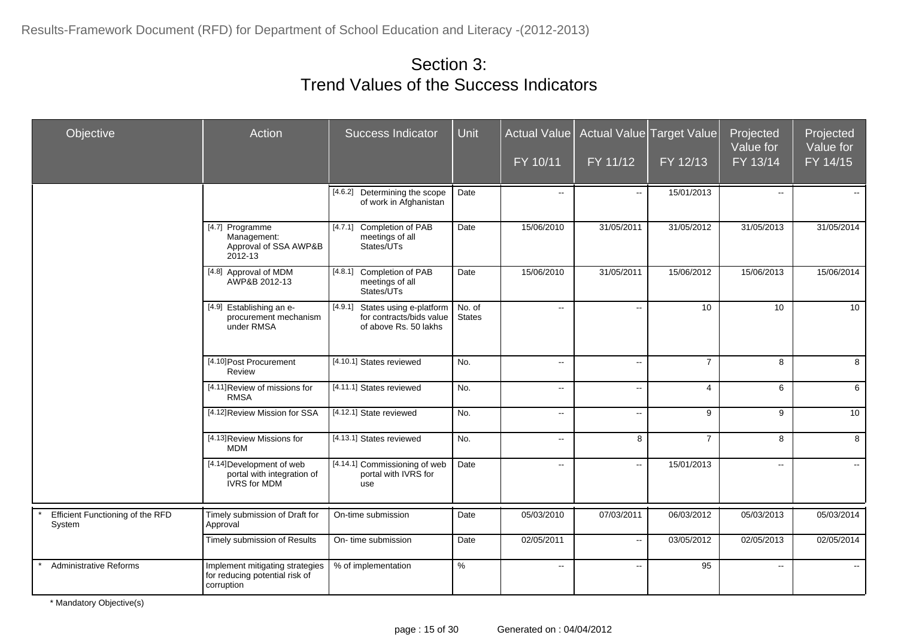# Section 3:
# Trend Values of the Success Indicators

| Objective | Action | Success Indicator | Unit | Actual Value FY 10/11 | Actual Value FY 11/12 | Target Value FY 12/13 | Projected Value for FY 13/14 | Projected Value for FY 14/15 |
|---|---|---|---|---|---|---|---|---|
| | | [4.6.2] Determining the scope of work in Afghanistan | Date | -- | -- | 15/01/2013 | -- | -- |
| | [4.7] Programme Management: Approval of SSA AWP&B 2012-13 | [4.7.1] Completion of PAB meetings of all States/UTs | Date | 15/06/2010 | 31/05/2011 | 31/05/2012 | 31/05/2013 | 31/05/2014 |
| | [4.8] Approval of MDM AWP&B 2012-13 | [4.8.1] Completion of PAB meetings of all States/UTs | Date | 15/06/2010 | 31/05/2011 | 15/06/2012 | 15/06/2013 | 15/06/2014 |
| | [4.9] Establishing an e-procurement mechanism under RMSA | [4.9.1] States using e-platform for contracts/bids value of above Rs. 50 lakhs | No. of States | -- | -- | 10 | 10 | 10 |
| | [4.10] Post Procurement Review | [4.10.1] States reviewed | No. | -- | -- | 7 | 8 | 8 |
| | [4.11] Review of missions for RMSA | [4.11.1] States reviewed | No. | -- | -- | 4 | 6 | 6 |
| | [4.12] Review Mission for SSA | [4.12.1] State reviewed | No. | -- | -- | 9 | 9 | 10 |
| | [4.13] Review Missions for MDM | [4.13.1] States reviewed | No. | -- | 8 | 7 | 8 | 8 |
| | [4.14] Development of web portal with integration of IVRS for MDM | [4.14.1] Commissioning of web portal with IVRS for use | Date | -- | -- | 15/01/2013 | -- | -- |
| * Efficient Functioning of the RFD System | Timely submission of Draft for Approval | On-time submission | Date | 05/03/2010 | 07/03/2011 | 06/03/2012 | 05/03/2013 | 05/03/2014 |
| | Timely submission of Results | On- time submission | Date | 02/05/2011 | -- | 03/05/2012 | 02/05/2013 | 02/05/2014 |
| * Administrative Reforms | Implement mitigating strategies for reducing potential risk of corruption | % of implementation | % | -- | -- | 95 | -- | -- |

* Mandatory Objective(s)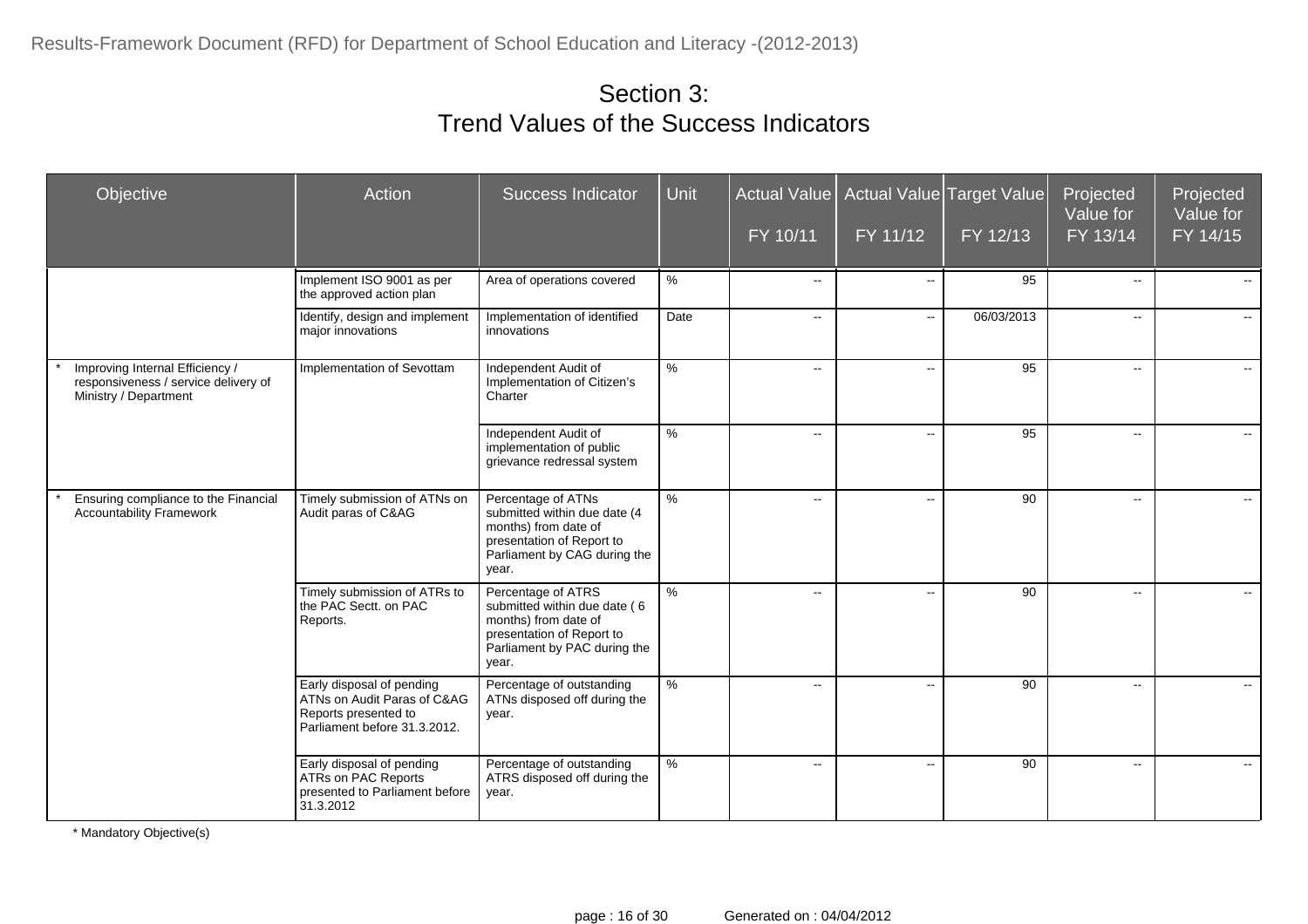# Section 3:
# Trend Values of the Success Indicators

| Objective | Action | Success Indicator | Unit | Actual Value FY 10/11 | Actual Value FY 11/12 | Target Value FY 12/13 | Projected Value for FY 13/14 | Projected Value for FY 14/15 |
|---|---|---|---|---|---|---|---|---|
| | Implement ISO 9001 as per the approved action plan | Area of operations covered | % | -- | -- | 95 | -- | -- |
| | Identify, design and implement major innovations | Implementation of identified innovations | Date | -- | -- | 06/03/2013 | -- | -- |
| * Improving Internal Efficiency / responsiveness / service delivery of Ministry / Department | Implementation of Sevottam | Independent Audit of Implementation of Citizen's Charter | % | -- | -- | 95 | -- | -- |
| | | Independent Audit of implementation of public grievance redressal system | % | -- | -- | 95 | -- | -- |
| * Ensuring compliance to the Financial Accountability Framework | Timely submission of ATNs on Audit paras of C&AG | Percentage of ATNs submitted within due date (4 months) from date of presentation of Report to Parliament by CAG during the year. | % | -- | -- | 90 | -- | -- |
| | Timely submission of ATRs to the PAC Sectt. on PAC Reports. | Percentage of ATRS submitted within due date ( 6 months) from date of presentation of Report to Parliament by PAC during the year. | % | -- | -- | 90 | -- | -- |
| | Early disposal of pending ATNs on Audit Paras of C&AG Reports presented to Parliament before 31.3.2012. | Percentage of outstanding ATNs disposed off during the year. | % | -- | -- | 90 | -- | -- |
| | Early disposal of pending ATRs on PAC Reports presented to Parliament before 31.3.2012 | Percentage of outstanding ATRS disposed off during the year. | % | -- | -- | 90 | -- | -- |

\* Mandatory Objective(s)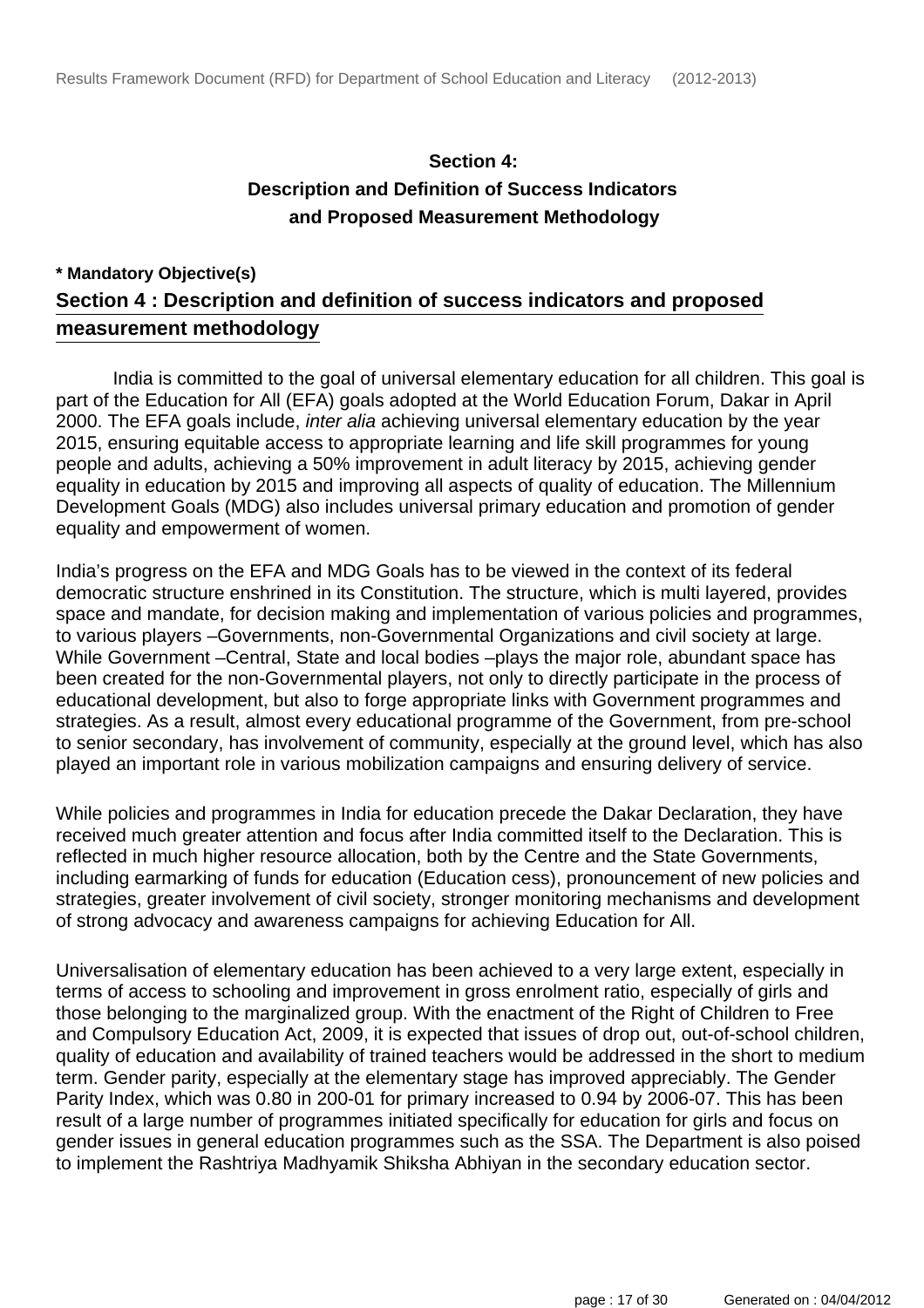## Section 4:
## Description and Definition of Success Indicators and Proposed Measurement Methodology

**\* Mandatory Objective(s)**

## Section 4 : Description and definition of success indicators and proposed measurement methodology

India is committed to the goal of universal elementary education for all children. This goal is part of the Education for All (EFA) goals adopted at the World Education Forum, Dakar in April 2000. The EFA goals include, *inter alia* achieving universal elementary education by the year 2015, ensuring equitable access to appropriate learning and life skill programmes for young people and adults, achieving a 50% improvement in adult literacy by 2015, achieving gender equality in education by 2015 and improving all aspects of quality of education. The Millennium Development Goals (MDG) also includes universal primary education and promotion of gender equality and empowerment of women.

India's progress on the EFA and MDG Goals has to be viewed in the context of its federal democratic structure enshrined in its Constitution. The structure, which is multi layered, provides space and mandate, for decision making and implementation of various policies and programmes, to various players –Governments, non-Governmental Organizations and civil society at large. While Government –Central, State and local bodies –plays the major role, abundant space has been created for the non-Governmental players, not only to directly participate in the process of educational development, but also to forge appropriate links with Government programmes and strategies. As a result, almost every educational programme of the Government, from pre-school to senior secondary, has involvement of community, especially at the ground level, which has also played an important role in various mobilization campaigns and ensuring delivery of service.

While policies and programmes in India for education precede the Dakar Declaration, they have received much greater attention and focus after India committed itself to the Declaration. This is reflected in much higher resource allocation, both by the Centre and the State Governments, including earmarking of funds for education (Education cess), pronouncement of new policies and strategies, greater involvement of civil society, stronger monitoring mechanisms and development of strong advocacy and awareness campaigns for achieving Education for All.

Universalisation of elementary education has been achieved to a very large extent, especially in terms of access to schooling and improvement in gross enrolment ratio, especially of girls and those belonging to the marginalized group. With the enactment of the Right of Children to Free and Compulsory Education Act, 2009, it is expected that issues of drop out, out-of-school children, quality of education and availability of trained teachers would be addressed in the short to medium term. Gender parity, especially at the elementary stage has improved appreciably. The Gender Parity Index, which was 0.80 in 200-01 for primary increased to 0.94 by 2006-07. This has been result of a large number of programmes initiated specifically for education for girls and focus on gender issues in general education programmes such as the SSA. The Department is also poised to implement the Rashtriya Madhyamik Shiksha Abhiyan in the secondary education sector.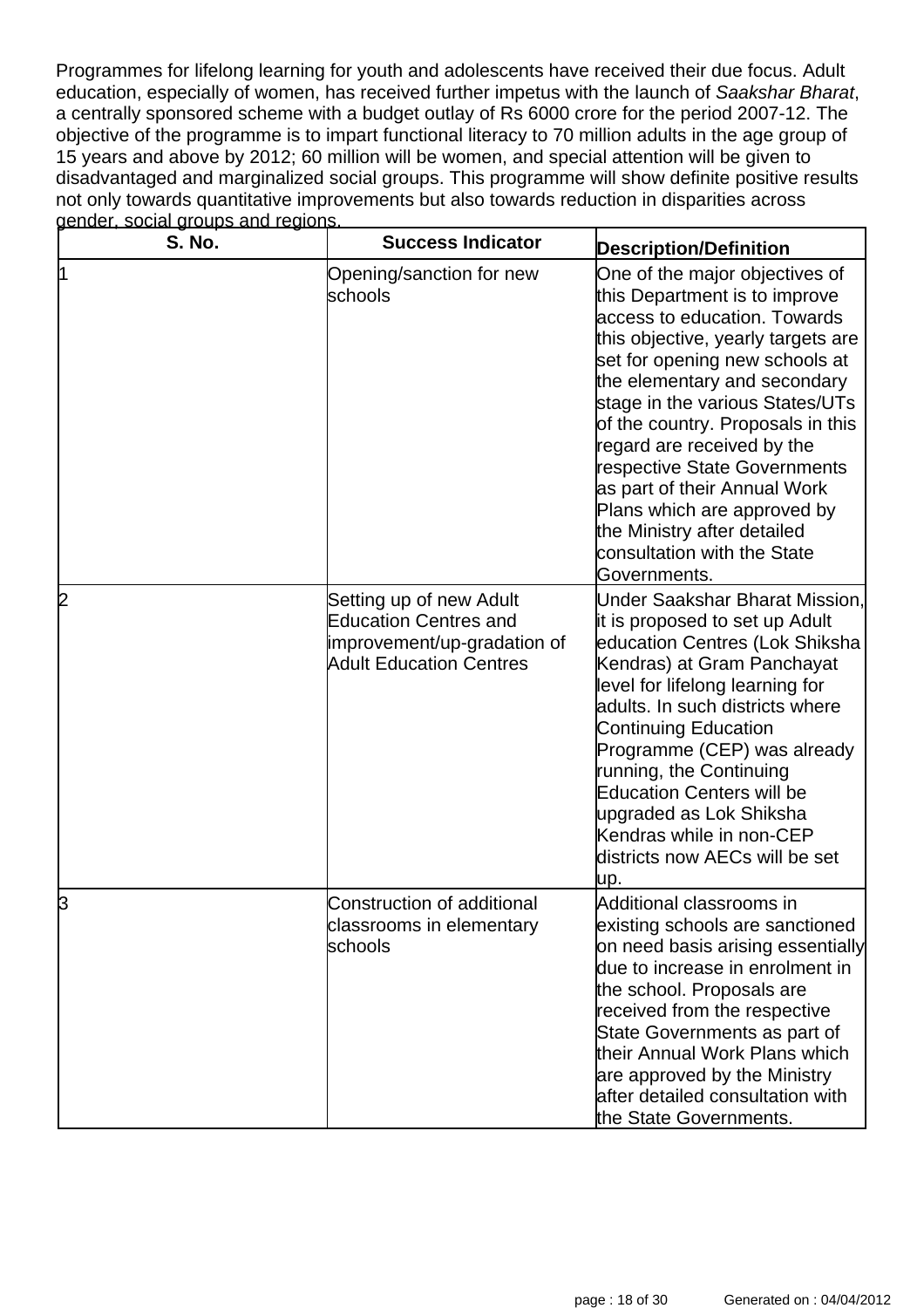Programmes for lifelong learning for youth and adolescents have received their due focus. Adult education, especially of women, has received further impetus with the launch of *Saakshar Bharat*, a centrally sponsored scheme with a budget outlay of Rs 6000 crore for the period 2007-12. The objective of the programme is to impart functional literacy to 70 million adults in the age group of 15 years and above by 2012; 60 million will be women, and special attention will be given to disadvantaged and marginalized social groups. This programme will show definite positive results not only towards quantitative improvements but also towards reduction in disparities across gender, social groups and regions.

| S. No. | Success Indicator | Description/Definition |
|---|---|---|
| 1 | Opening/sanction for new schools | One of the major objectives of this Department is to improve access to education. Towards this objective, yearly targets are set for opening new schools at the elementary and secondary stage in the various States/UTs of the country. Proposals in this regard are received by the respective State Governments as part of their Annual Work Plans which are approved by the Ministry after detailed consultation with the State Governments. |
| 2 | Setting up of new Adult Education Centres and improvement/up-gradation of Adult Education Centres | Under Saakshar Bharat Mission, it is proposed to set up Adult education Centres (Lok Shiksha Kendras) at Gram Panchayat level for lifelong learning for adults. In such districts where Continuing Education Programme (CEP) was already running, the Continuing Education Centers will be upgraded as Lok Shiksha Kendras while in non-CEP districts now AECs will be set up. |
| 3 | Construction of additional classrooms in elementary schools | Additional classrooms in existing schools are sanctioned on need basis arising essentially due to increase in enrolment in the school. Proposals are received from the respective State Governments as part of their Annual Work Plans which are approved by the Ministry after detailed consultation with the State Governments. |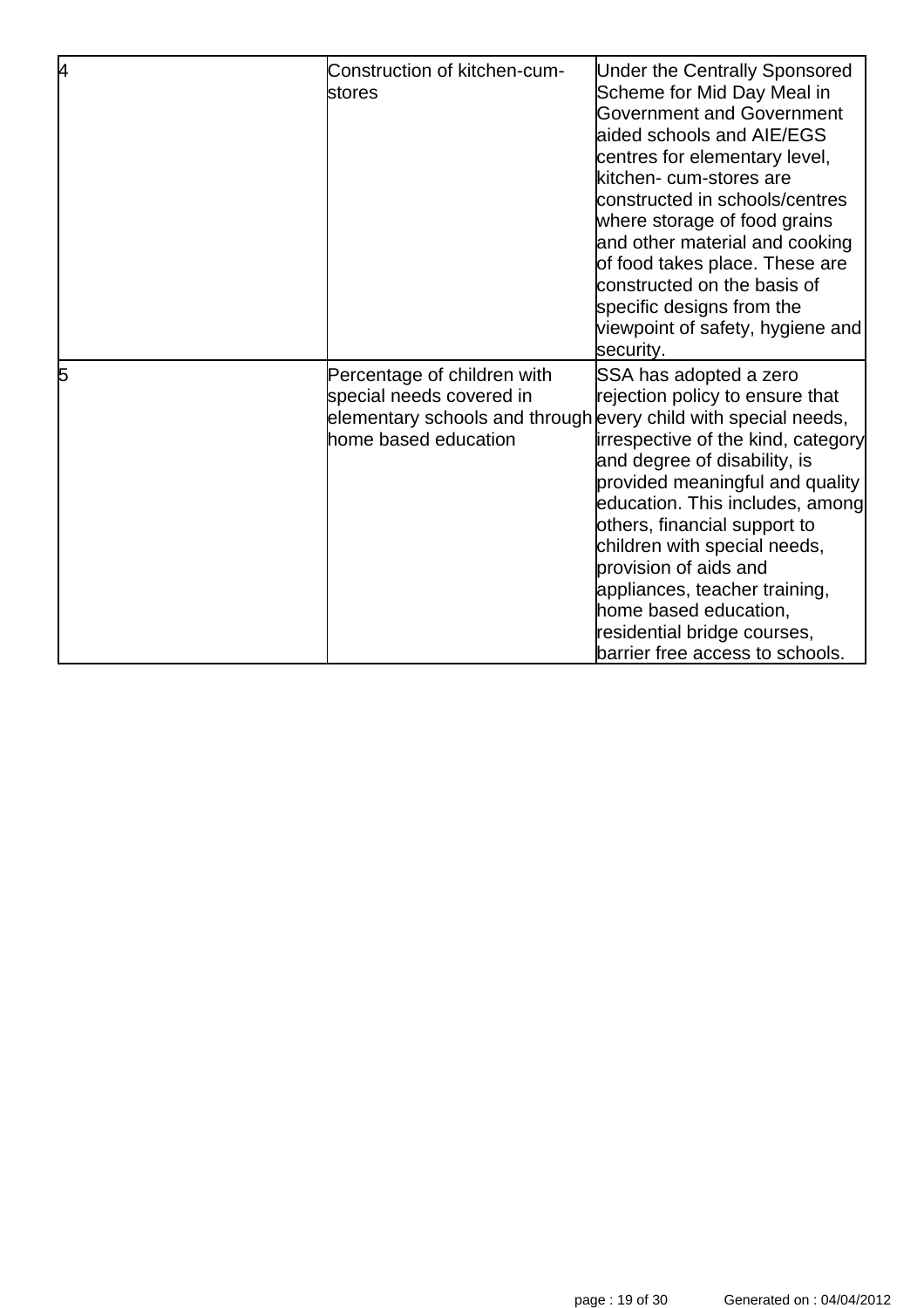| | | |
|---|---|---|
| 4 | Construction of kitchen-cum-stores | Under the Centrally Sponsored Scheme for Mid Day Meal in Government and Government aided schools and AIE/EGS centres for elementary level, kitchen- cum-stores are constructed in schools/centres where storage of food grains and other material and cooking of food takes place. These are constructed on the basis of specific designs from the viewpoint of safety, hygiene and security. |
| 5 | Percentage of children with special needs covered in elementary schools and through home based education | SSA has adopted a zero rejection policy to ensure that every child with special needs, irrespective of the kind, category and degree of disability, is provided meaningful and quality education. This includes, among others, financial support to children with special needs, provision of aids and appliances, teacher training, home based education, residential bridge courses, barrier free access to schools. |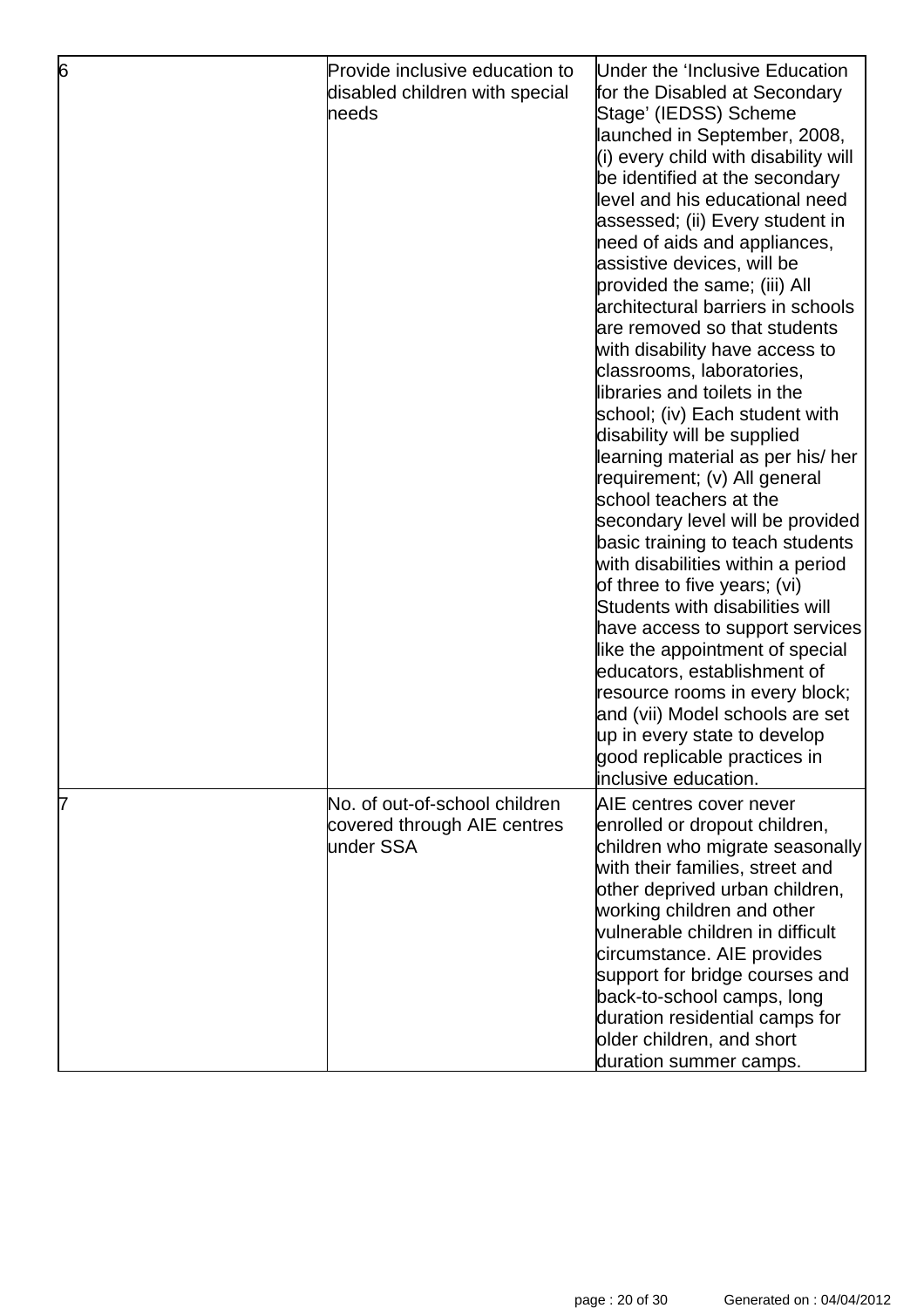| | | |
|---|---|---|
| 6 | Provide inclusive education to disabled children with special needs | Under the 'Inclusive Education for the Disabled at Secondary Stage' (IEDSS) Scheme launched in September, 2008, (i) every child with disability will be identified at the secondary level and his educational need assessed; (ii) Every student in need of aids and appliances, assistive devices, will be provided the same; (iii) All architectural barriers in schools are removed so that students with disability have access to classrooms, laboratories, libraries and toilets in the school; (iv) Each student with disability will be supplied learning material as per his/ her requirement; (v) All general school teachers at the secondary level will be provided basic training to teach students with disabilities within a period of three to five years; (vi) Students with disabilities will have access to support services like the appointment of special educators, establishment of resource rooms in every block; and (vii) Model schools are set up in every state to develop good replicable practices in inclusive education. |
| 7 | No. of out-of-school children covered through AIE centres under SSA | AIE centres cover never enrolled or dropout children, children who migrate seasonally with their families, street and other deprived urban children, working children and other vulnerable children in difficult circumstance. AIE provides support for bridge courses and back-to-school camps, long duration residential camps for older children, and short duration summer camps. |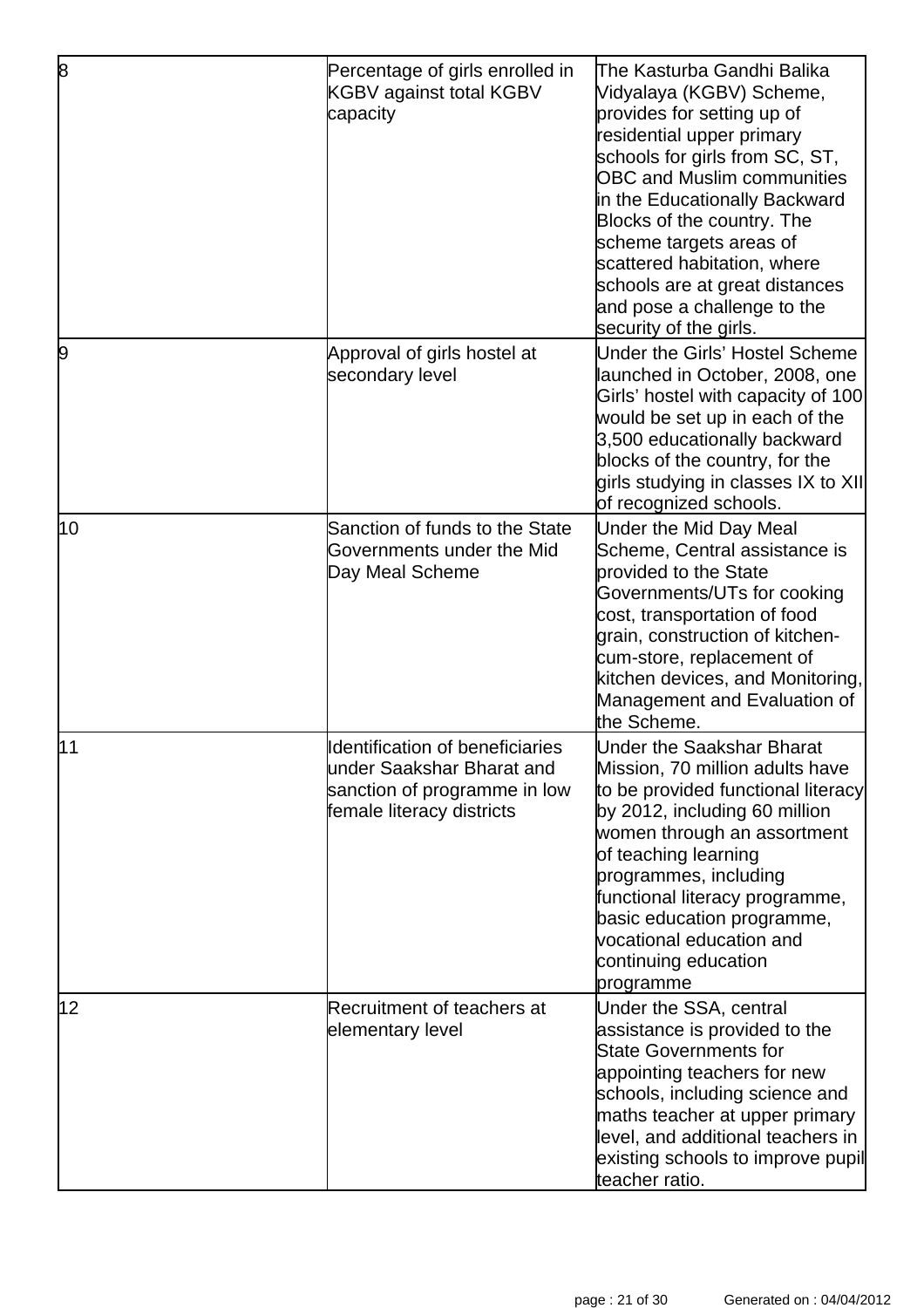| | | |
|---|---|---|
| 8 | Percentage of girls enrolled in KGBV against total KGBV capacity | The Kasturba Gandhi Balika Vidyalaya (KGBV) Scheme, provides for setting up of residential upper primary schools for girls from SC, ST, OBC and Muslim communities in the Educationally Backward Blocks of the country. The scheme targets areas of scattered habitation, where schools are at great distances and pose a challenge to the security of the girls. |
| 9 | Approval of girls hostel at secondary level | Under the Girls' Hostel Scheme launched in October, 2008, one Girls' hostel with capacity of 100 would be set up in each of the 3,500 educationally backward blocks of the country, for the girls studying in classes IX to XII of recognized schools. |
| 10 | Sanction of funds to the State Governments under the Mid Day Meal Scheme | Under the Mid Day Meal Scheme, Central assistance is provided to the State Governments/UTs for cooking cost, transportation of food grain, construction of kitchen-cum-store, replacement of kitchen devices, and Monitoring, Management and Evaluation of the Scheme. |
| 11 | Identification of beneficiaries under Saakshar Bharat and sanction of programme in low female literacy districts | Under the Saakshar Bharat Mission, 70 million adults have to be provided functional literacy by 2012, including 60 million women through an assortment of teaching learning programmes, including functional literacy programme, basic education programme, vocational education and continuing education programme |
| 12 | Recruitment of teachers at elementary level | Under the SSA, central assistance is provided to the State Governments for appointing teachers for new schools, including science and maths teacher at upper primary level, and additional teachers in existing schools to improve pupil teacher ratio. |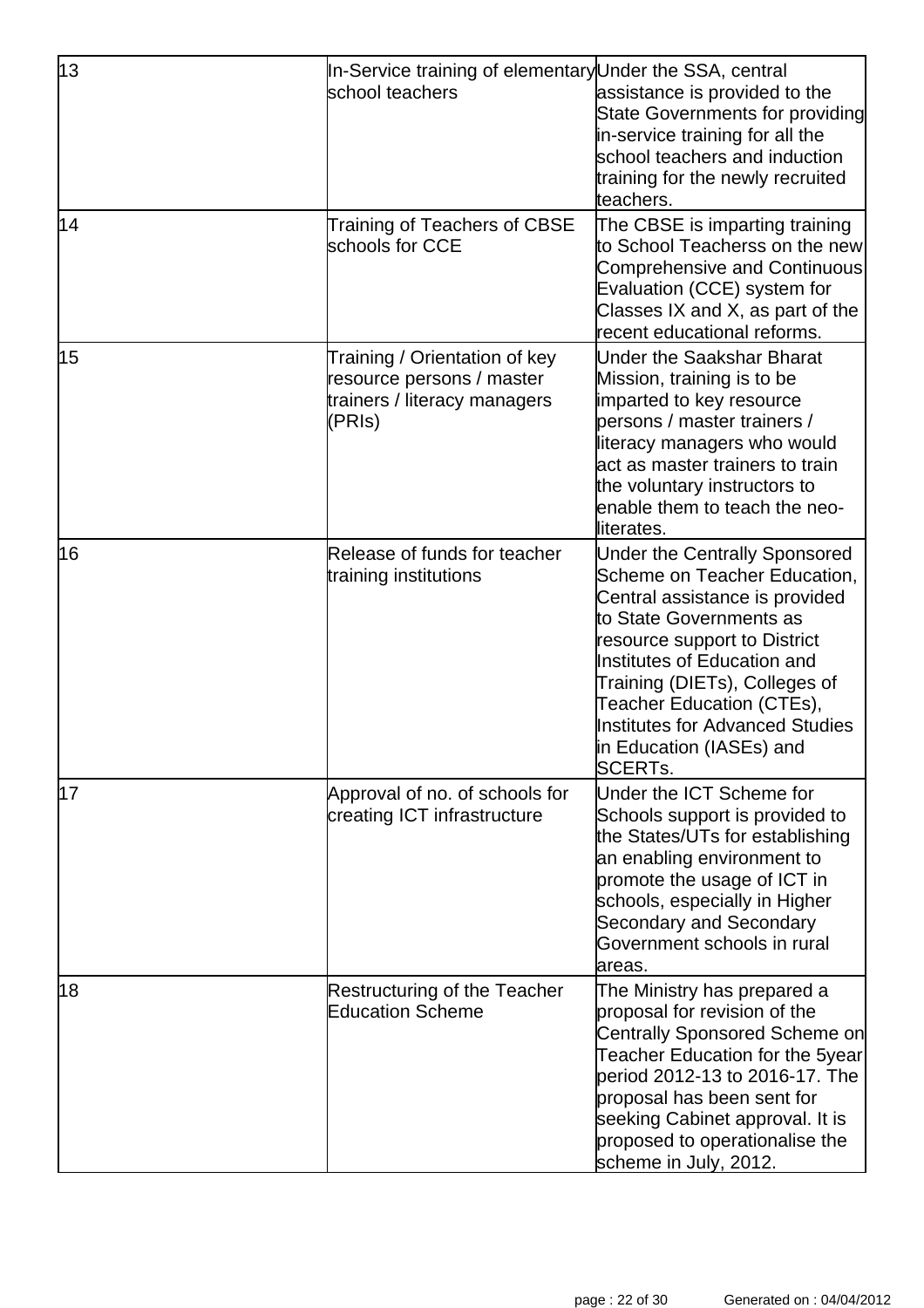| 13 | In-Service training of elementary school teachers | Under the SSA, central assistance is provided to the State Governments for providing in-service training for all the school teachers and induction training for the newly recruited teachers. |
|---|---|---|
| 14 | Training of Teachers of CBSE schools for CCE | The CBSE is imparting training to School Teacherss on the new Comprehensive and Continuous Evaluation (CCE) system for Classes IX and X, as part of the recent educational reforms. |
| 15 | Training / Orientation of key resource persons / master trainers / literacy managers (PRIs) | Under the Saakshar Bharat Mission, training is to be imparted to key resource persons / master trainers / literacy managers who would act as master trainers to train the voluntary instructors to enable them to teach the neo-literates. |
| 16 | Release of funds for teacher training institutions | Under the Centrally Sponsored Scheme on Teacher Education, Central assistance is provided to State Governments as resource support to District Institutes of Education and Training (DIETs), Colleges of Teacher Education (CTEs), Institutes for Advanced Studies in Education (IASEs) and SCERTs. |
| 17 | Approval of no. of schools for creating ICT infrastructure | Under the ICT Scheme for Schools support is provided to the States/UTs for establishing an enabling environment to promote the usage of ICT in schools, especially in Higher Secondary and Secondary Government schools in rural areas. |
| 18 | Restructuring of the Teacher Education Scheme | The Ministry has prepared a proposal for revision of the Centrally Sponsored Scheme on Teacher Education for the 5year period 2012-13 to 2016-17. The proposal has been sent for seeking Cabinet approval. It is proposed to operationalise the scheme in July, 2012. |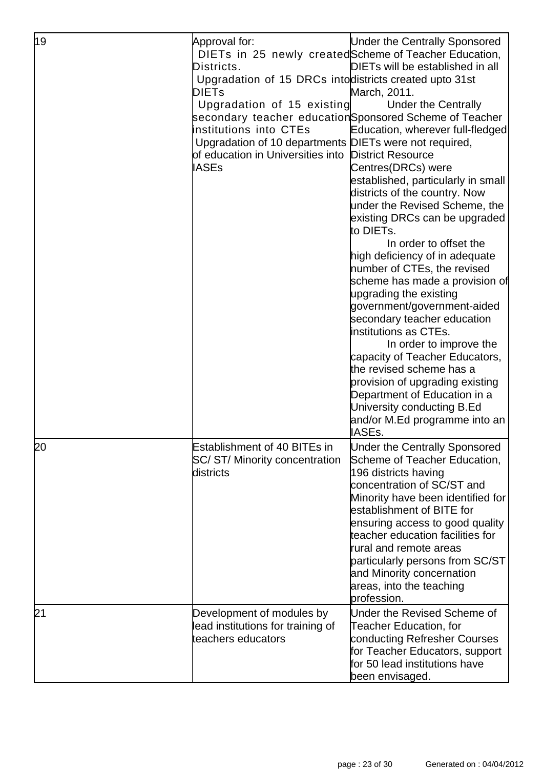| 19 | Approval for: DIETs in 25 newly created Districts. Upgradation of 15 DRCs into DIETs Upgradation of 15 existing secondary teacher education institutions into CTEs Upgradation of 10 departments of education in Universities into IASEs | Under the Centrally Sponsored Scheme of Teacher Education, DIETs will be established in all districts created upto 31st March, 2011. Under the Centrally Sponsored Scheme of Teacher Education, wherever full-fledged DIETs were not required, District Resource Centres(DRCs) were established, particularly in small districts of the country. Now under the Revised Scheme, the existing DRCs can be upgraded to DIETs. In order to offset the high deficiency of in adequate number of CTEs, the revised scheme has made a provision of upgrading the existing government/government-aided secondary teacher education institutions as CTEs. In order to improve the capacity of Teacher Educators, the revised scheme has a provision of upgrading existing Department of Education in a University conducting B.Ed and/or M.Ed programme into an IASEs. |
|---|---|---|
| 20 | Establishment of 40 BITEs in SC/ ST/ Minority concentration districts | Under the Centrally Sponsored Scheme of Teacher Education, 196 districts having concentration of SC/ST and Minority have been identified for establishment of BITE for ensuring access to good quality teacher education facilities for rural and remote areas particularly persons from SC/ST and Minority concernation areas, into the teaching profession. |
| 21 | Development of modules by lead institutions for training of teachers educators | Under the Revised Scheme of Teacher Education, for conducting Refresher Courses for Teacher Educators, support for 50 lead institutions have been envisaged. |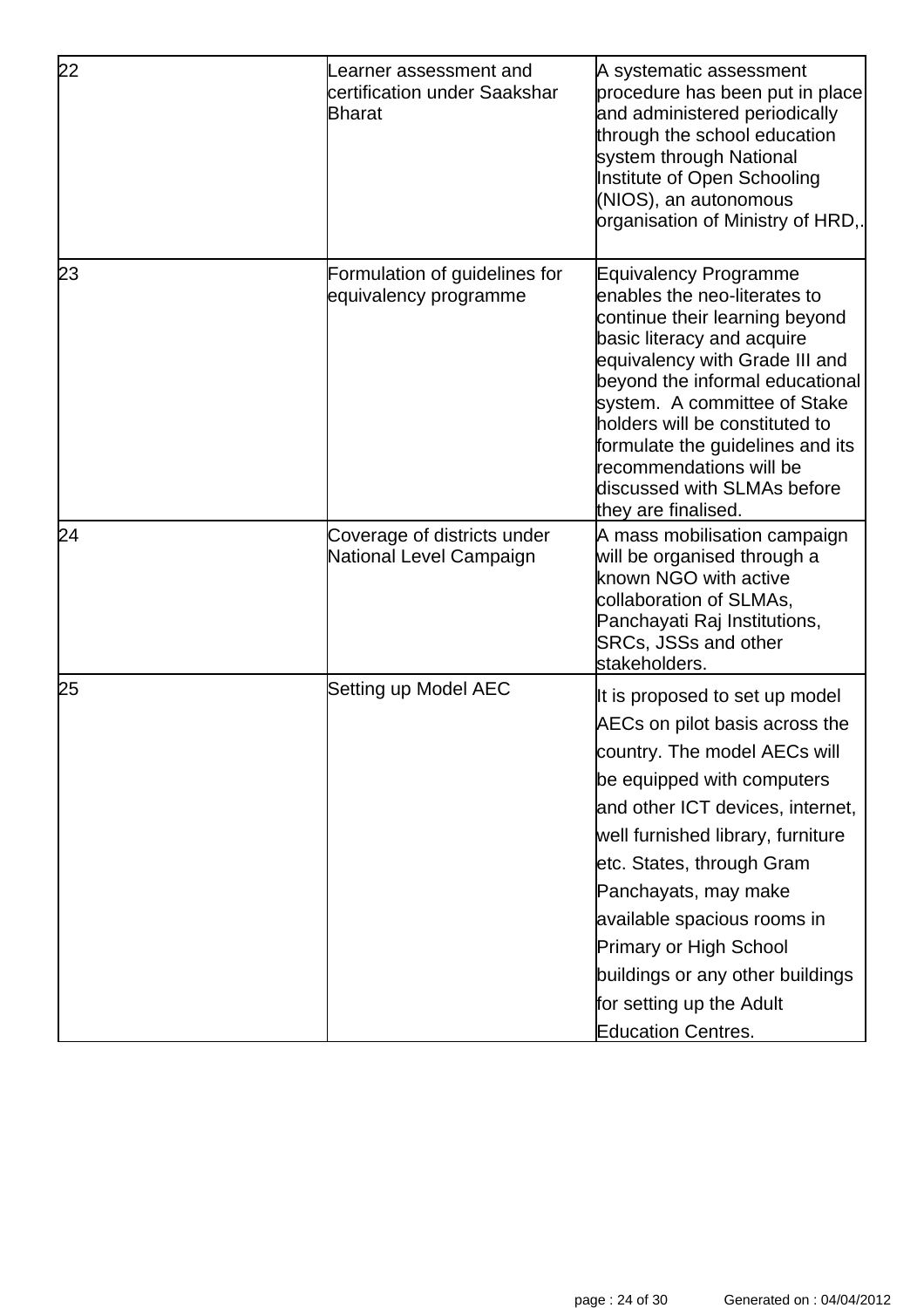| | | |
|---|---|---|
| 22 | Learner assessment and certification under Saakshar Bharat | A systematic assessment procedure has been put in place and administered periodically through the school education system through National Institute of Open Schooling (NIOS), an autonomous organisation of Ministry of HRD,. |
| 23 | Formulation of guidelines for equivalency programme | Equivalency Programme enables the neo-literates to continue their learning beyond basic literacy and acquire equivalency with Grade III and beyond the informal educational system. A committee of Stake holders will be constituted to formulate the guidelines and its recommendations will be discussed with SLMAs before they are finalised. |
| 24 | Coverage of districts under National Level Campaign | A mass mobilisation campaign will be organised through a known NGO with active collaboration of SLMAs, Panchayati Raj Institutions, SRCs, JSSs and other stakeholders. |
| 25 | Setting up Model AEC | It is proposed to set up model AECs on pilot basis across the country. The model AECs will be equipped with computers and other ICT devices, internet, well furnished library, furniture etc. States, through Gram Panchayats, may make available spacious rooms in Primary or High School buildings or any other buildings for setting up the Adult Education Centres. |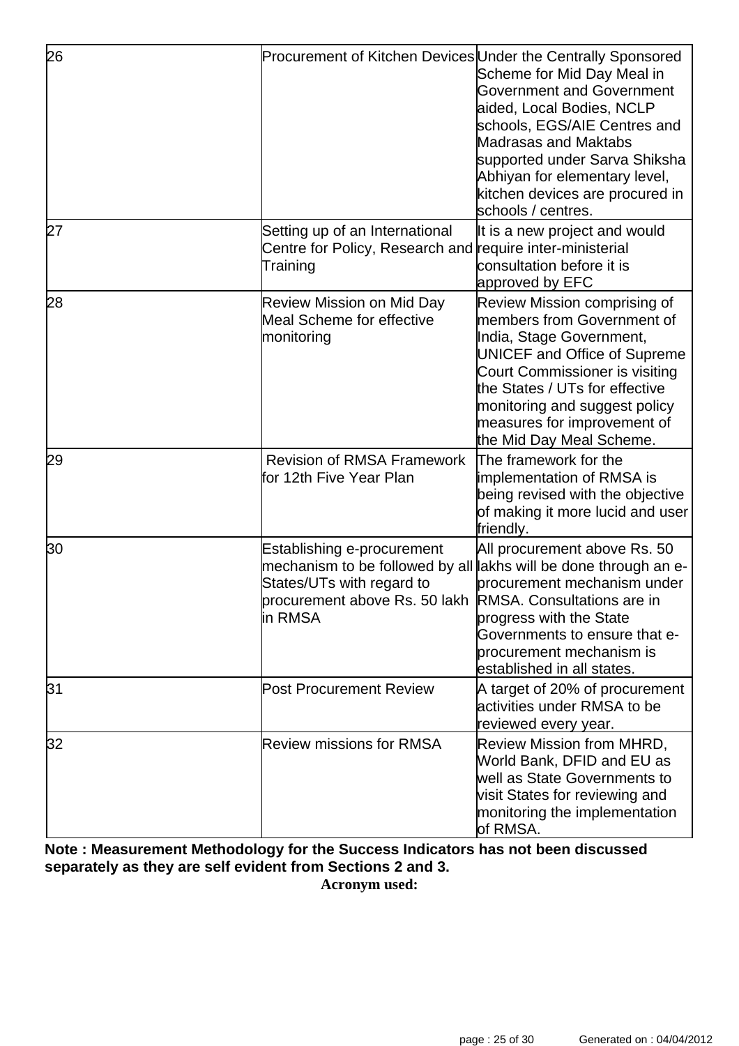| | | |
|---|---|---|
| 26 | Procurement of Kitchen Devices | Under the Centrally Sponsored Scheme for Mid Day Meal in Government and Government aided, Local Bodies, NCLP schools, EGS/AIE Centres and Madrasas and Maktabs supported under Sarva Shiksha Abhiyan for elementary level, kitchen devices are procured in schools / centres. |
| 27 | Setting up of an International Centre for Policy, Research and Training | It is a new project and would require inter-ministerial consultation before it is approved by EFC |
| 28 | Review Mission on Mid Day Meal Scheme for effective monitoring | Review Mission comprising of members from Government of India, Stage Government, UNICEF and Office of Supreme Court Commissioner is visiting the States / UTs for effective monitoring and suggest policy measures for improvement of the Mid Day Meal Scheme. |
| 29 | Revision of RMSA Framework for 12th Five Year Plan | The framework for the implementation of RMSA is being revised with the objective of making it more lucid and user friendly. |
| 30 | Establishing e-procurement mechanism to be followed by all States/UTs with regard to procurement above Rs. 50 lakh in RMSA | All procurement above Rs. 50 lakhs will be done through an e-procurement mechanism under RMSA. Consultations are in progress with the State Governments to ensure that e-procurement mechanism is established in all states. |
| 31 | Post Procurement Review | A target of 20% of procurement activities under RMSA to be reviewed every year. |
| 32 | Review missions for RMSA | Review Mission from MHRD, World Bank, DFID and EU as well as State Governments to visit States for reviewing and monitoring the implementation of RMSA. |

**Note : Measurement Methodology for the Success Indicators has not been discussed separately as they are self evident from Sections 2 and 3.**

**Acronym used:**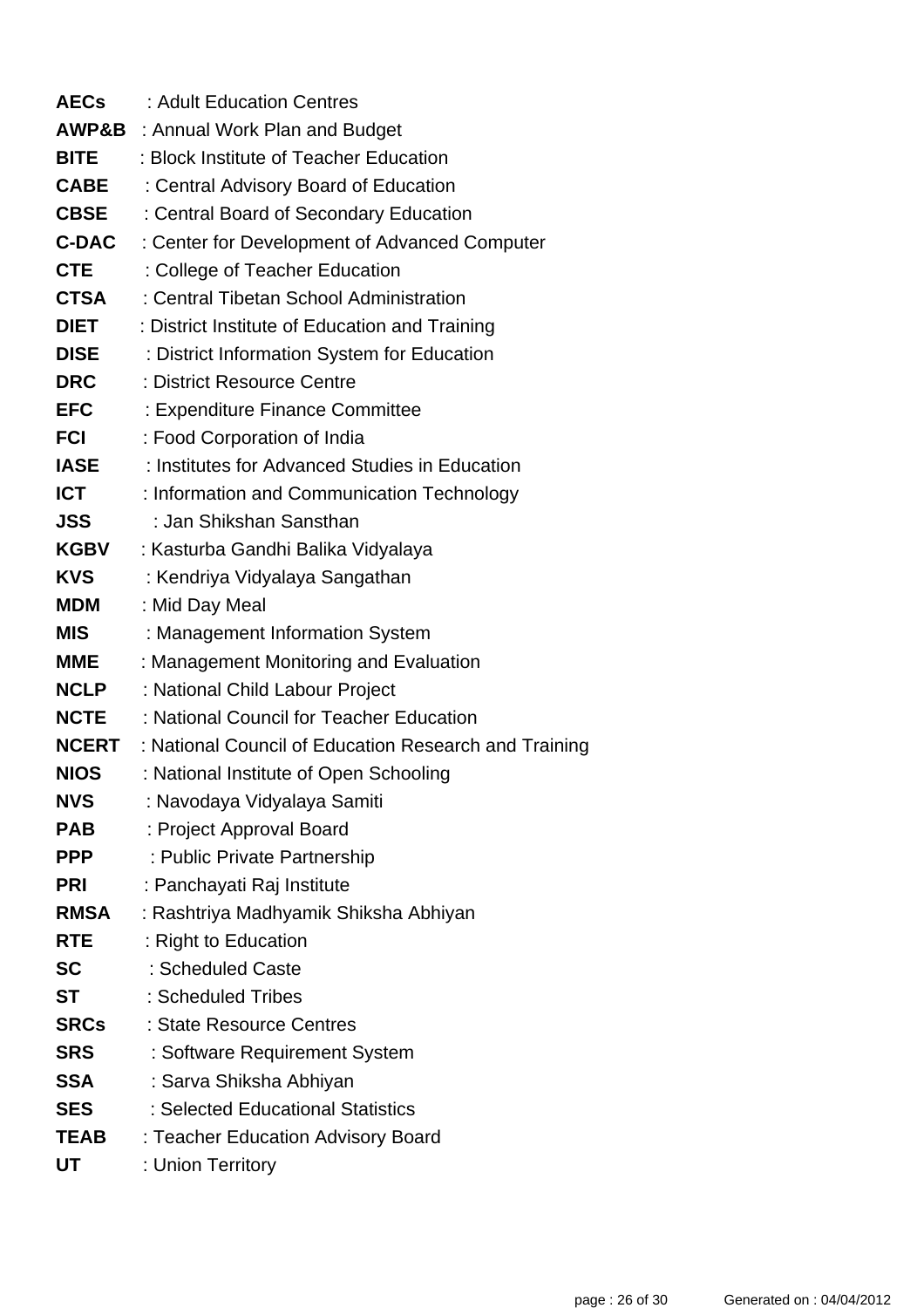**AECs** : Adult Education Centres
**AWP&B** : Annual Work Plan and Budget
**BITE** : Block Institute of Teacher Education
**CABE** : Central Advisory Board of Education
**CBSE** : Central Board of Secondary Education
**C-DAC** : Center for Development of Advanced Computer
**CTE** : College of Teacher Education
**CTSA** : Central Tibetan School Administration
**DIET** : District Institute of Education and Training
**DISE** : District Information System for Education
**DRC** : District Resource Centre
**EFC** : Expenditure Finance Committee
**FCI** : Food Corporation of India
**IASE** : Institutes for Advanced Studies in Education
**ICT** : Information and Communication Technology
**JSS** : Jan Shikshan Sansthan
**KGBV** : Kasturba Gandhi Balika Vidyalaya
**KVS** : Kendriya Vidyalaya Sangathan
**MDM** : Mid Day Meal
**MIS** : Management Information System
**MME** : Management Monitoring and Evaluation
**NCLP** : National Child Labour Project
**NCTE** : National Council for Teacher Education
**NCERT** : National Council of Education Research and Training
**NIOS** : National Institute of Open Schooling
**NVS** : Navodaya Vidyalaya Samiti
**PAB** : Project Approval Board
**PPP** : Public Private Partnership
**PRI** : Panchayati Raj Institute
**RMSA** : Rashtriya Madhyamik Shiksha Abhiyan
**RTE** : Right to Education
**SC** : Scheduled Caste
**ST** : Scheduled Tribes
**SRCs** : State Resource Centres
**SRS** : Software Requirement System
**SSA** : Sarva Shiksha Abhiyan
**SES** : Selected Educational Statistics
**TEAB** : Teacher Education Advisory Board
**UT** : Union Territory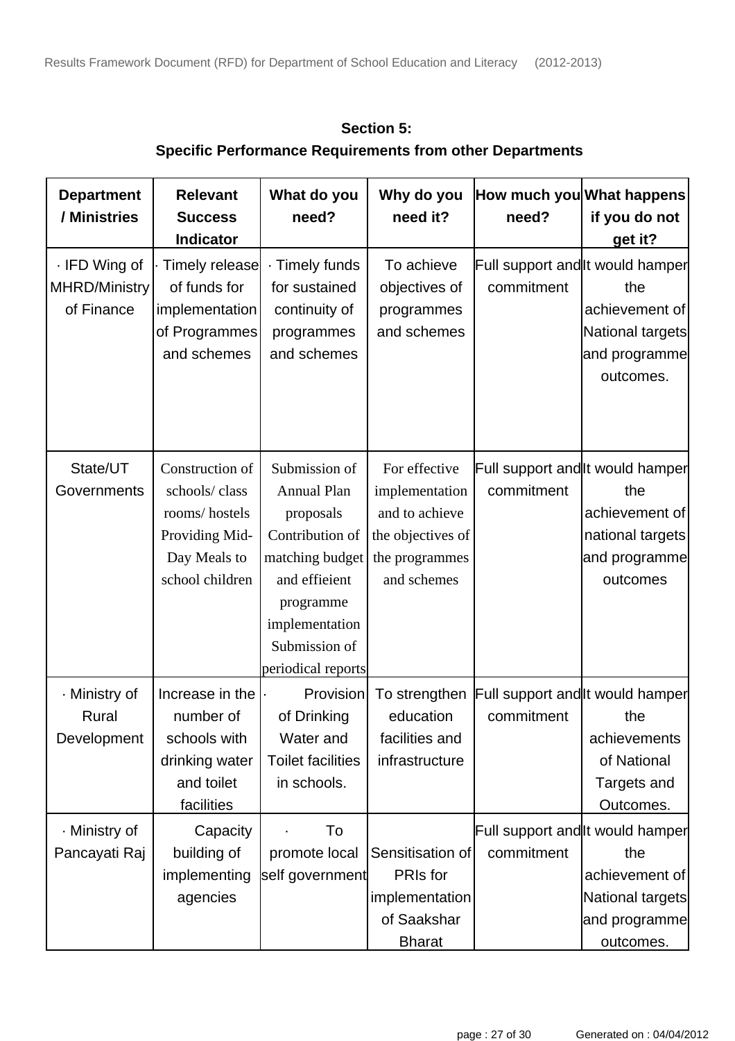## Section 5:
## Specific Performance Requirements from other Departments

| Department / Ministries | Relevant Success Indicator | What do you need? | Why do you need it? | How much you need? | What happens if you do not get it? |
|---|---|---|---|---|---|
| · IFD Wing of MHRD/Ministry of Finance | · Timely release of funds for implementation of Programmes and schemes | · Timely funds for sustained continuity of programmes and schemes | To achieve objectives of programmes and schemes | Full support and commitment | It would hamper the achievement of National targets and programme outcomes. |
| State/UT Governments | Construction of schools/ class rooms/ hostels Providing Mid-Day Meals to school children | Submission of Annual Plan proposals Contribution of matching budget and effieient programme implementation Submission of periodical reports | For effective implementation and to achieve the objectives of the programmes and schemes | Full support and commitment | It would hamper the achievement of national targets and programme outcomes |
| · Ministry of Rural Development | Increase in the number of schools with drinking water and toilet facilities | · Provision of Drinking Water and Toilet facilities in schools. | To strengthen education facilities and infrastructure | Full support and commitment | It would hamper the achievements of National Targets and Outcomes. |
| · Ministry of Pancayati Raj | Capacity building of implementing agencies | · To promote local self government | Sensitisation of PRIs for implementation of Saakshar Bharat | Full support and commitment | It would hamper the achievement of National targets and programme outcomes. |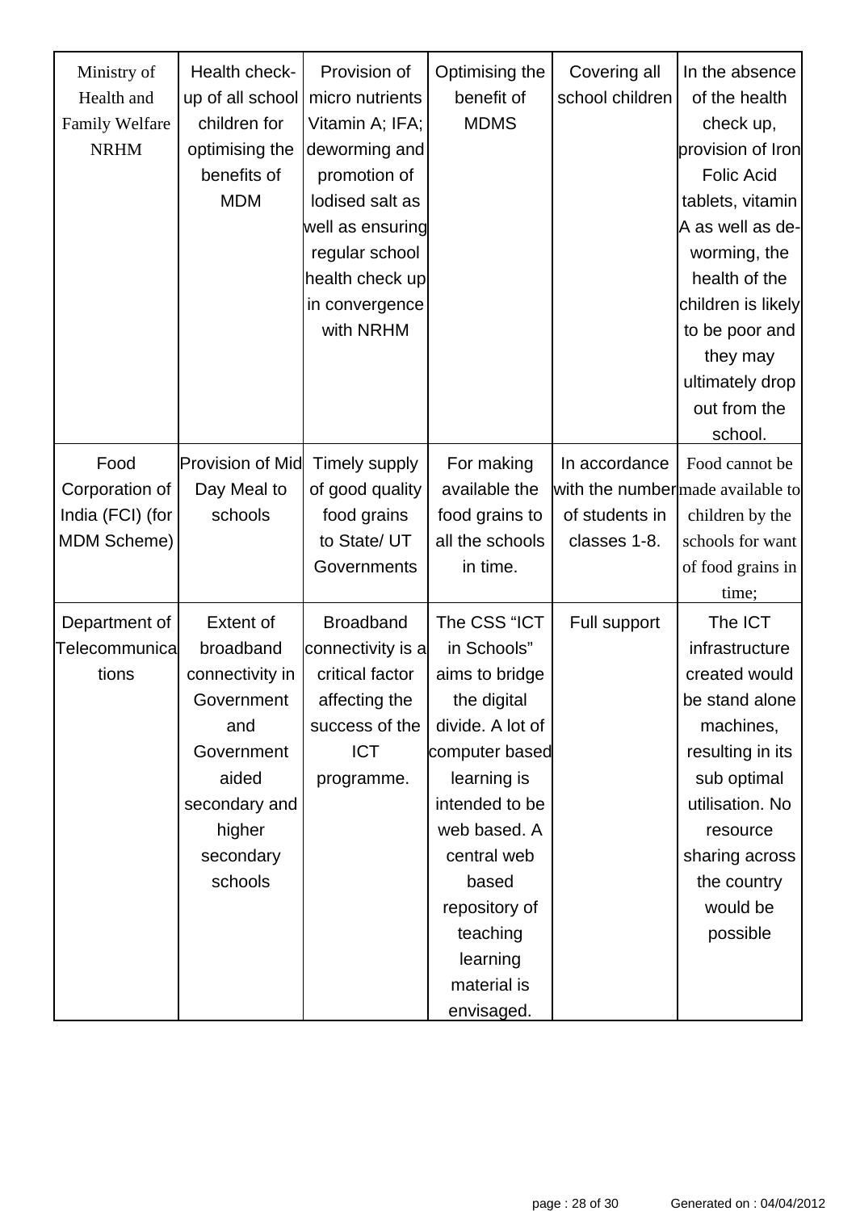| Ministry of Health and Family Welfare NRHM | Health check-up of all school children for optimising the benefits of MDM | Provision of micro nutrients Vitamin A; IFA; deworming and promotion of Iodised salt as well as ensuring regular school health check up in convergence with NRHM | Optimising the benefit of MDMS | Covering all school children | In the absence of the health check up, provision of Iron Folic Acid tablets, vitamin A as well as de-worming, the health of the children is likely to be poor and they may ultimately drop out from the school. |
|---|---|---|---|---|---|
| Food Corporation of India (FCI) (for MDM Scheme) | Provision of Mid Day Meal to schools | Timely supply of good quality food grains to State/ UT Governments | For making available the food grains to all the schools in time. | In accordance with the number of students in classes 1-8. | Food cannot be made available to children by the schools for want of food grains in time; |
| Department of Telecommunications | Extent of broadband connectivity in Government and Government aided secondary and higher secondary schools | Broadband connectivity is a critical factor affecting the success of the ICT programme. | The CSS “ICT in Schools” aims to bridge the digital divide. A lot of computer based learning is intended to be web based. A central web based repository of teaching learning material is envisaged. | Full support | The ICT infrastructure created would be stand alone machines, resulting in its sub optimal utilisation. No resource sharing across the country would be possible |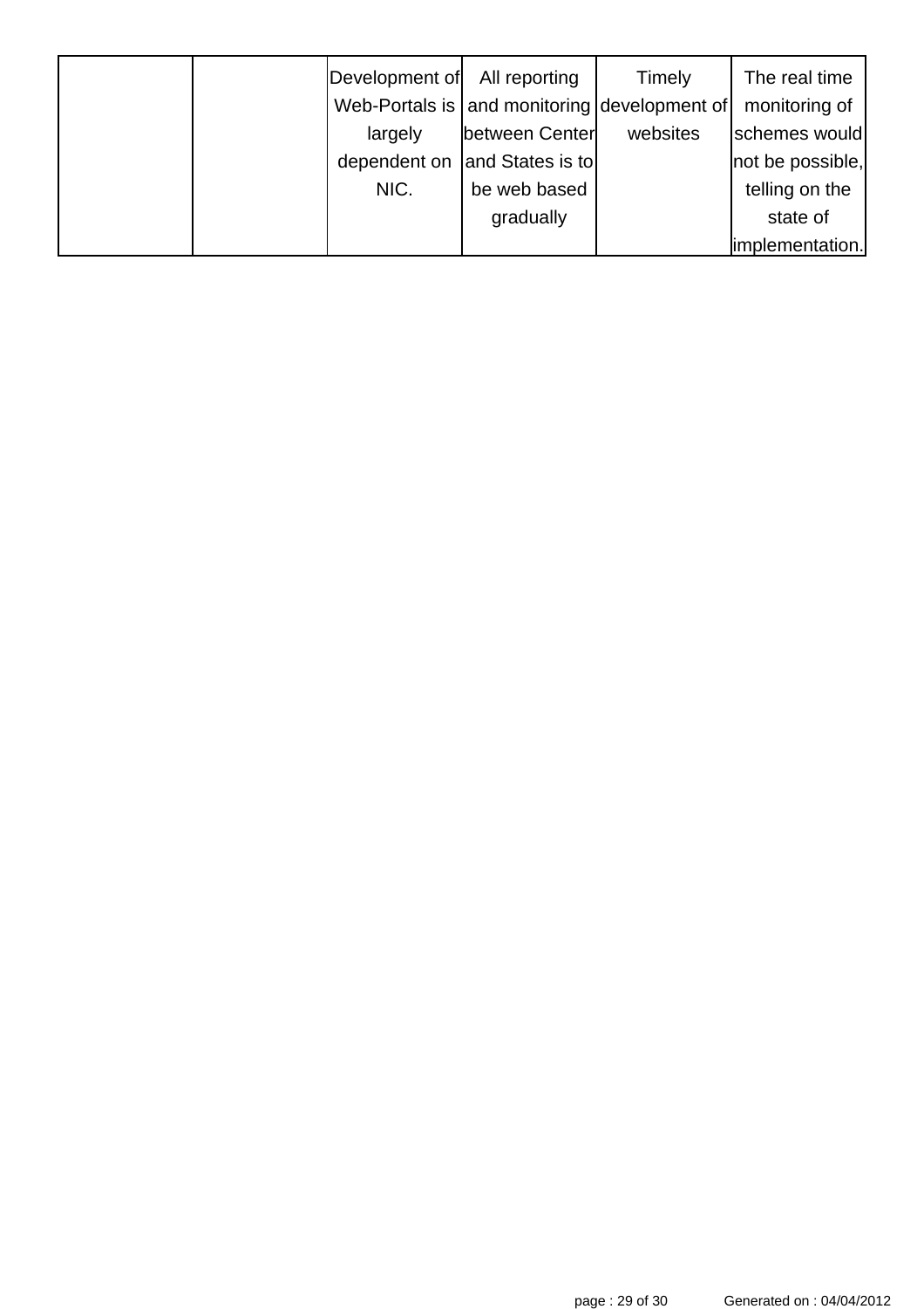| | | | | | |
|---|---|---|---|---|---|
| | | Development of Web-Portals is largely dependent on NIC. | All reporting and monitoring between Center and States is to be web based gradually | Timely development of websites | The real time monitoring of schemes would not be possible, telling on the state of implementation. |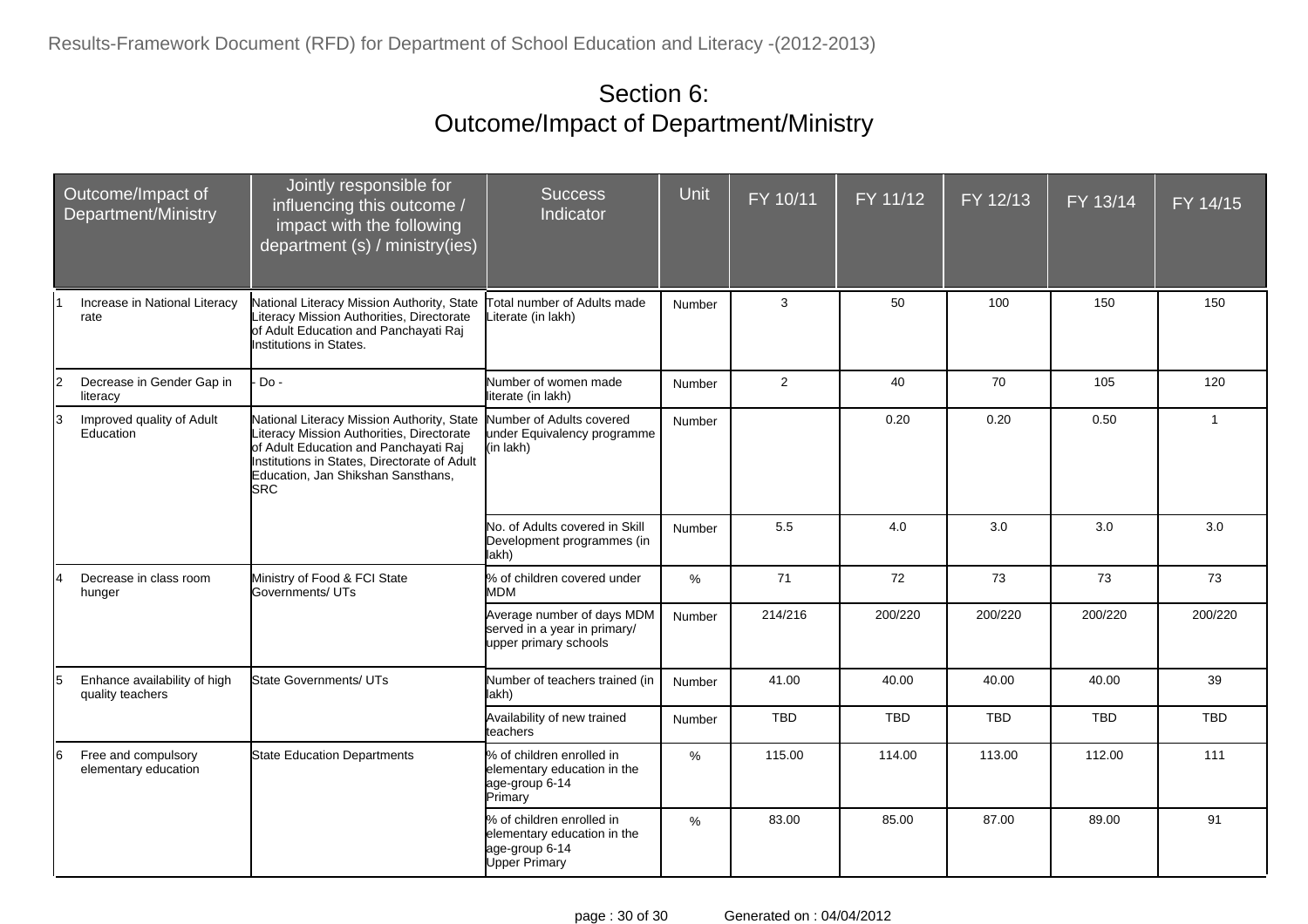# Section 6:
# Outcome/Impact of Department/Ministry

| | Outcome/Impact of Department/Ministry | Jointly responsible for influencing this outcome / impact with the following department (s) / ministry(ies) | Success Indicator | Unit | FY 10/11 | FY 11/12 | FY 12/13 | FY 13/14 | FY 14/15 |
|---|---|---|---|---|---|---|---|---|---|
| 1 | Increase in National Literacy rate | National Literacy Mission Authority, State Literacy Mission Authorities, Directorate of Adult Education and Panchayati Raj Institutions in States. | Total number of Adults made Literate (in lakh) | Number | 3 | 50 | 100 | 150 | 150 |
| 2 | Decrease in Gender Gap in literacy | - Do - | Number of women made literate (in lakh) | Number | 2 | 40 | 70 | 105 | 120 |
| 3 | Improved quality of Adult Education | National Literacy Mission Authority, State Literacy Mission Authorities, Directorate of Adult Education and Panchayati Raj Institutions in States, Directorate of Adult Education, Jan Shikshan Sansthans, SRC | Number of Adults covered under Equivalency programme (in lakh) | Number | | 0.20 | 0.20 | 0.50 | 1 |
| | | | No. of Adults covered in Skill Development programmes (in lakh) | Number | 5.5 | 4.0 | 3.0 | 3.0 | 3.0 |
| 4 | Decrease in class room hunger | Ministry of Food & FCI State Governments/ UTs | % of children covered under MDM | % | 71 | 72 | 73 | 73 | 73 |
| | | | Average number of days MDM served in a year in primary/ upper primary schools | Number | 214/216 | 200/220 | 200/220 | 200/220 | 200/220 |
| 5 | Enhance availability of high quality teachers | State Governments/ UTs | Number of teachers trained (in lakh) | Number | 41.00 | 40.00 | 40.00 | 40.00 | 39 |
| | | | Availability of new trained teachers | Number | TBD | TBD | TBD | TBD | TBD |
| 6 | Free and compulsory elementary education | State Education Departments | % of children enrolled in elementary education in the age-group 6-14 Primary | % | 115.00 | 114.00 | 113.00 | 112.00 | 111 |
| | | | % of children enrolled in elementary education in the age-group 6-14 Upper Primary | % | 83.00 | 85.00 | 87.00 | 89.00 | 91 |

Generated on : 04/04/2012